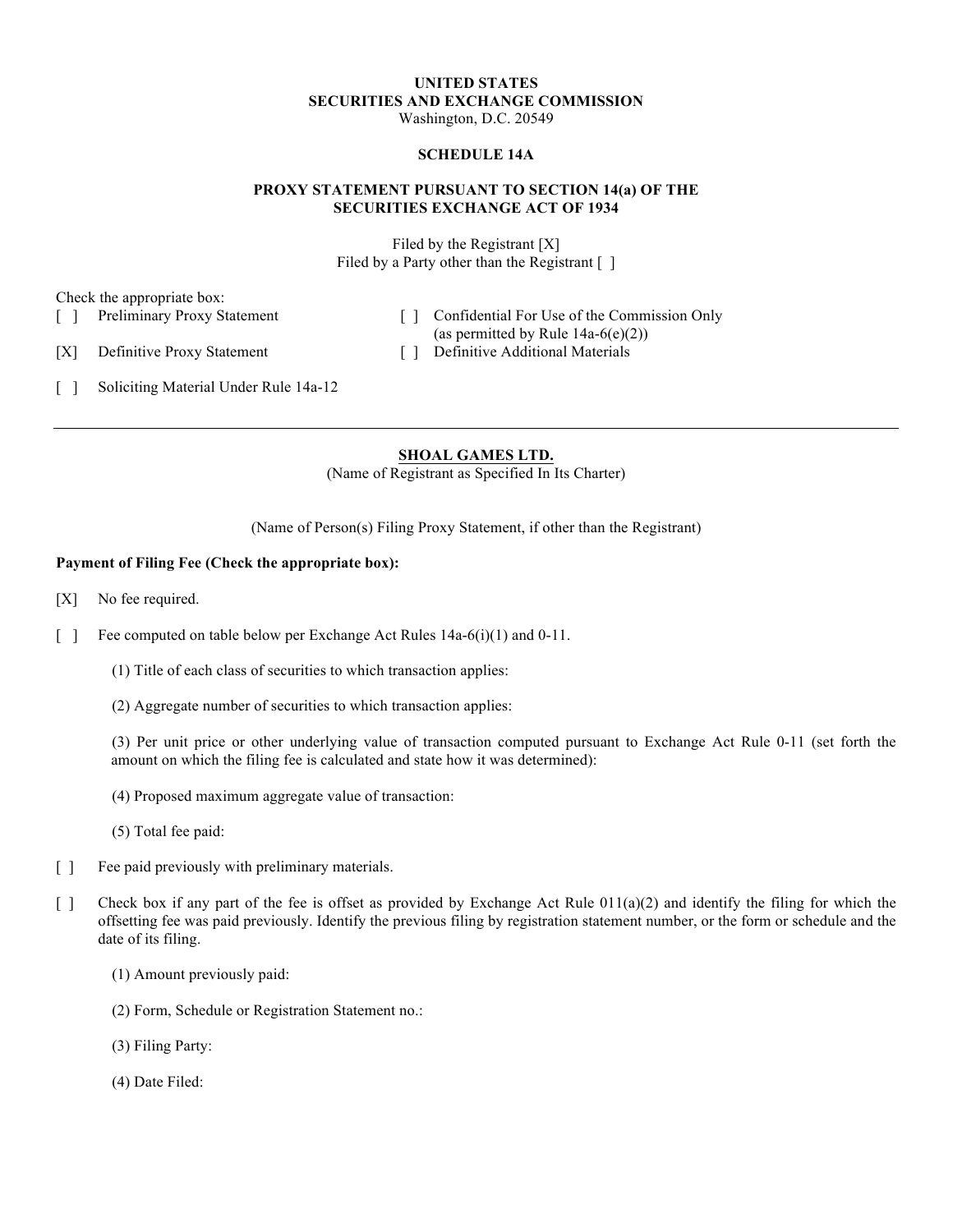**UNITED STATES**
**SECURITIES AND EXCHANGE COMMISSION**
Washington, D.C. 20549

**SCHEDULE 14A**

**PROXY STATEMENT PURSUANT TO SECTION 14(a) OF THE SECURITIES EXCHANGE ACT OF 1934**

Filed by the Registrant [X]
Filed by a Party other than the Registrant [ ]

Check the appropriate box:

[ ] Preliminary Proxy Statement

[ ] Confidential For Use of the Commission Only (as permitted by Rule 14a-6(e)(2))

[X] Definitive Proxy Statement

[ ] Definitive Additional Materials

[ ] Soliciting Material Under Rule 14a-12

---

**SHOAL GAMES LTD.**
(Name of Registrant as Specified In Its Charter)

(Name of Person(s) Filing Proxy Statement, if other than the Registrant)

**Payment of Filing Fee (Check the appropriate box):**

[X] No fee required.

[ ] Fee computed on table below per Exchange Act Rules 14a-6(i)(1) and 0-11.

(1) Title of each class of securities to which transaction applies:

(2) Aggregate number of securities to which transaction applies:

(3) Per unit price or other underlying value of transaction computed pursuant to Exchange Act Rule 0-11 (set forth the amount on which the filing fee is calculated and state how it was determined):

(4) Proposed maximum aggregate value of transaction:

(5) Total fee paid:

[ ] Fee paid previously with preliminary materials.

[ ] Check box if any part of the fee is offset as provided by Exchange Act Rule 011(a)(2) and identify the filing for which the offsetting fee was paid previously. Identify the previous filing by registration statement number, or the form or schedule and the date of its filing.

(1) Amount previously paid:

(2) Form, Schedule or Registration Statement no.:

(3) Filing Party:

(4) Date Filed: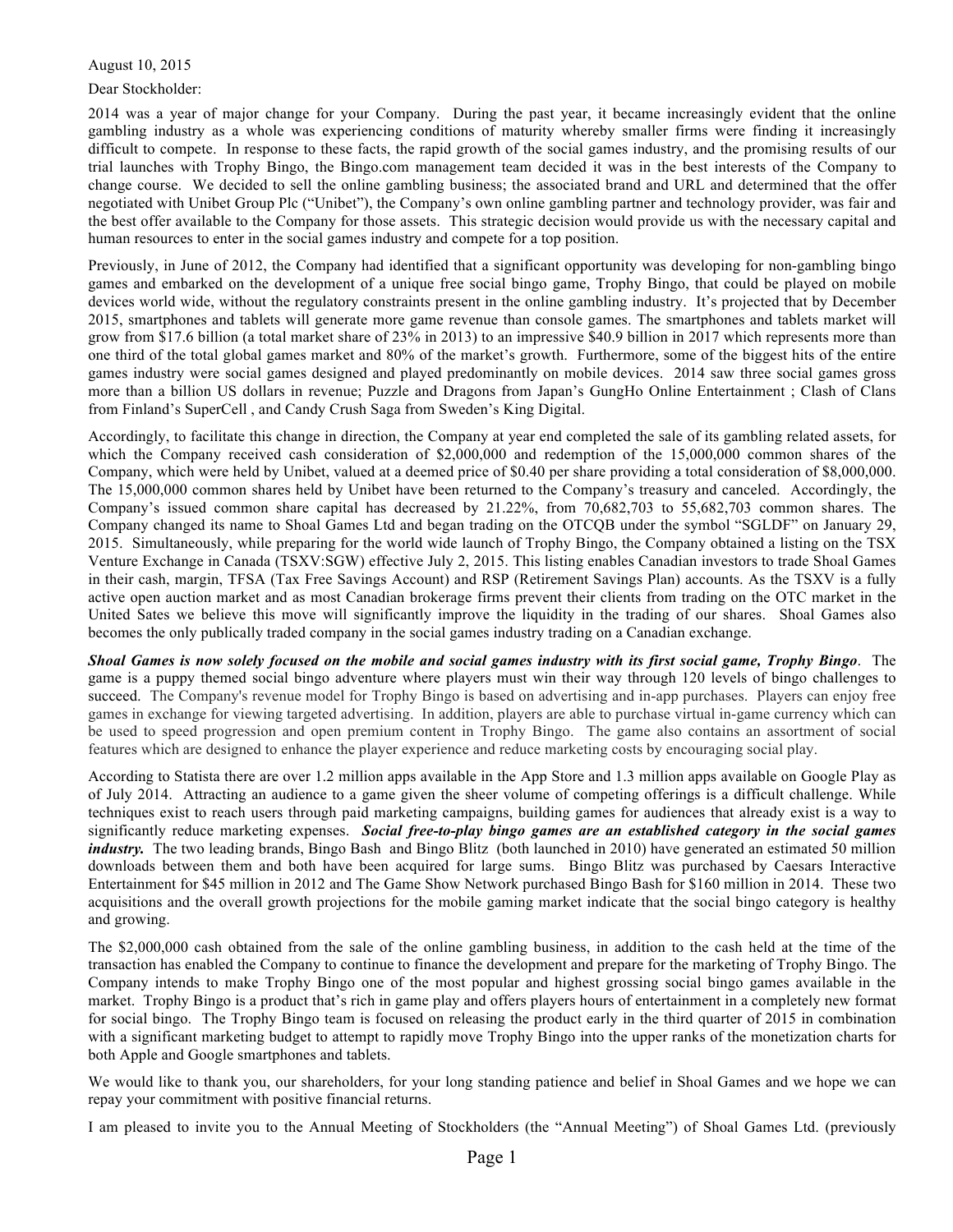August 10, 2015

Dear Stockholder:

2014 was a year of major change for your Company. During the past year, it became increasingly evident that the online gambling industry as a whole was experiencing conditions of maturity whereby smaller firms were finding it increasingly difficult to compete. In response to these facts, the rapid growth of the social games industry, and the promising results of our trial launches with Trophy Bingo, the Bingo.com management team decided it was in the best interests of the Company to change course. We decided to sell the online gambling business; the associated brand and URL and determined that the offer negotiated with Unibet Group Plc ("Unibet"), the Company's own online gambling partner and technology provider, was fair and the best offer available to the Company for those assets. This strategic decision would provide us with the necessary capital and human resources to enter in the social games industry and compete for a top position.

Previously, in June of 2012, the Company had identified that a significant opportunity was developing for non-gambling bingo games and embarked on the development of a unique free social bingo game, Trophy Bingo, that could be played on mobile devices world wide, without the regulatory constraints present in the online gambling industry. It's projected that by December 2015, smartphones and tablets will generate more game revenue than console games. The smartphones and tablets market will grow from $17.6 billion (a total market share of 23% in 2013) to an impressive $40.9 billion in 2017 which represents more than one third of the total global games market and 80% of the market's growth. Furthermore, some of the biggest hits of the entire games industry were social games designed and played predominantly on mobile devices. 2014 saw three social games gross more than a billion US dollars in revenue; Puzzle and Dragons from Japan's GungHo Online Entertainment ; Clash of Clans from Finland's SuperCell , and Candy Crush Saga from Sweden's King Digital.

Accordingly, to facilitate this change in direction, the Company at year end completed the sale of its gambling related assets, for which the Company received cash consideration of $2,000,000 and redemption of the 15,000,000 common shares of the Company, which were held by Unibet, valued at a deemed price of $0.40 per share providing a total consideration of $8,000,000. The 15,000,000 common shares held by Unibet have been returned to the Company's treasury and canceled. Accordingly, the Company's issued common share capital has decreased by 21.22%, from 70,682,703 to 55,682,703 common shares. The Company changed its name to Shoal Games Ltd and began trading on the OTCQB under the symbol "SGLDF" on January 29, 2015. Simultaneously, while preparing for the world wide launch of Trophy Bingo, the Company obtained a listing on the TSX Venture Exchange in Canada (TSXV:SGW) effective July 2, 2015. This listing enables Canadian investors to trade Shoal Games in their cash, margin, TFSA (Tax Free Savings Account) and RSP (Retirement Savings Plan) accounts. As the TSXV is a fully active open auction market and as most Canadian brokerage firms prevent their clients from trading on the OTC market in the United Sates we believe this move will significantly improve the liquidity in the trading of our shares. Shoal Games also becomes the only publically traded company in the social games industry trading on a Canadian exchange.

***Shoal Games is now solely focused on the mobile and social games industry with its first social game, Trophy Bingo***. The game is a puppy themed social bingo adventure where players must win their way through 120 levels of bingo challenges to succeed. The Company's revenue model for Trophy Bingo is based on advertising and in-app purchases. Players can enjoy free games in exchange for viewing targeted advertising. In addition, players are able to purchase virtual in-game currency which can be used to speed progression and open premium content in Trophy Bingo. The game also contains an assortment of social features which are designed to enhance the player experience and reduce marketing costs by encouraging social play.

According to Statista there are over 1.2 million apps available in the App Store and 1.3 million apps available on Google Play as of July 2014. Attracting an audience to a game given the sheer volume of competing offerings is a difficult challenge. While techniques exist to reach users through paid marketing campaigns, building games for audiences that already exist is a way to significantly reduce marketing expenses. ***Social free-to-play bingo games are an established category in the social games industry.*** The two leading brands, Bingo Bash and Bingo Blitz (both launched in 2010) have generated an estimated 50 million downloads between them and both have been acquired for large sums. Bingo Blitz was purchased by Caesars Interactive Entertainment for $45 million in 2012 and The Game Show Network purchased Bingo Bash for $160 million in 2014. These two acquisitions and the overall growth projections for the mobile gaming market indicate that the social bingo category is healthy and growing.

The $2,000,000 cash obtained from the sale of the online gambling business, in addition to the cash held at the time of the transaction has enabled the Company to continue to finance the development and prepare for the marketing of Trophy Bingo. The Company intends to make Trophy Bingo one of the most popular and highest grossing social bingo games available in the market. Trophy Bingo is a product that's rich in game play and offers players hours of entertainment in a completely new format for social bingo. The Trophy Bingo team is focused on releasing the product early in the third quarter of 2015 in combination with a significant marketing budget to attempt to rapidly move Trophy Bingo into the upper ranks of the monetization charts for both Apple and Google smartphones and tablets.

We would like to thank you, our shareholders, for your long standing patience and belief in Shoal Games and we hope we can repay your commitment with positive financial returns.

I am pleased to invite you to the Annual Meeting of Stockholders (the "Annual Meeting") of Shoal Games Ltd. (previously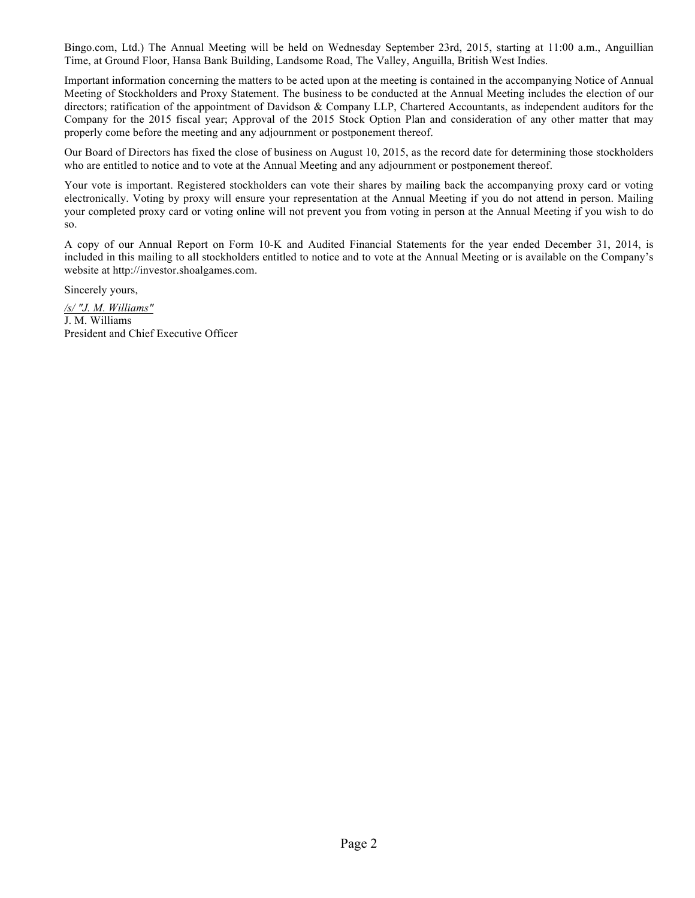Bingo.com, Ltd.) The Annual Meeting will be held on Wednesday September 23rd, 2015, starting at 11:00 a.m., Anguillian Time, at Ground Floor, Hansa Bank Building, Landsome Road, The Valley, Anguilla, British West Indies.

Important information concerning the matters to be acted upon at the meeting is contained in the accompanying Notice of Annual Meeting of Stockholders and Proxy Statement. The business to be conducted at the Annual Meeting includes the election of our directors; ratification of the appointment of Davidson & Company LLP, Chartered Accountants, as independent auditors for the Company for the 2015 fiscal year; Approval of the 2015 Stock Option Plan and consideration of any other matter that may properly come before the meeting and any adjournment or postponement thereof.

Our Board of Directors has fixed the close of business on August 10, 2015, as the record date for determining those stockholders who are entitled to notice and to vote at the Annual Meeting and any adjournment or postponement thereof.

Your vote is important. Registered stockholders can vote their shares by mailing back the accompanying proxy card or voting electronically. Voting by proxy will ensure your representation at the Annual Meeting if you do not attend in person. Mailing your completed proxy card or voting online will not prevent you from voting in person at the Annual Meeting if you wish to do so.

A copy of our Annual Report on Form 10-K and Audited Financial Statements for the year ended December 31, 2014, is included in this mailing to all stockholders entitled to notice and to vote at the Annual Meeting or is available on the Company's website at http://investor.shoalgames.com.

Sincerely yours,

*/s/ "J. M. Williams"*
J. M. Williams
President and Chief Executive Officer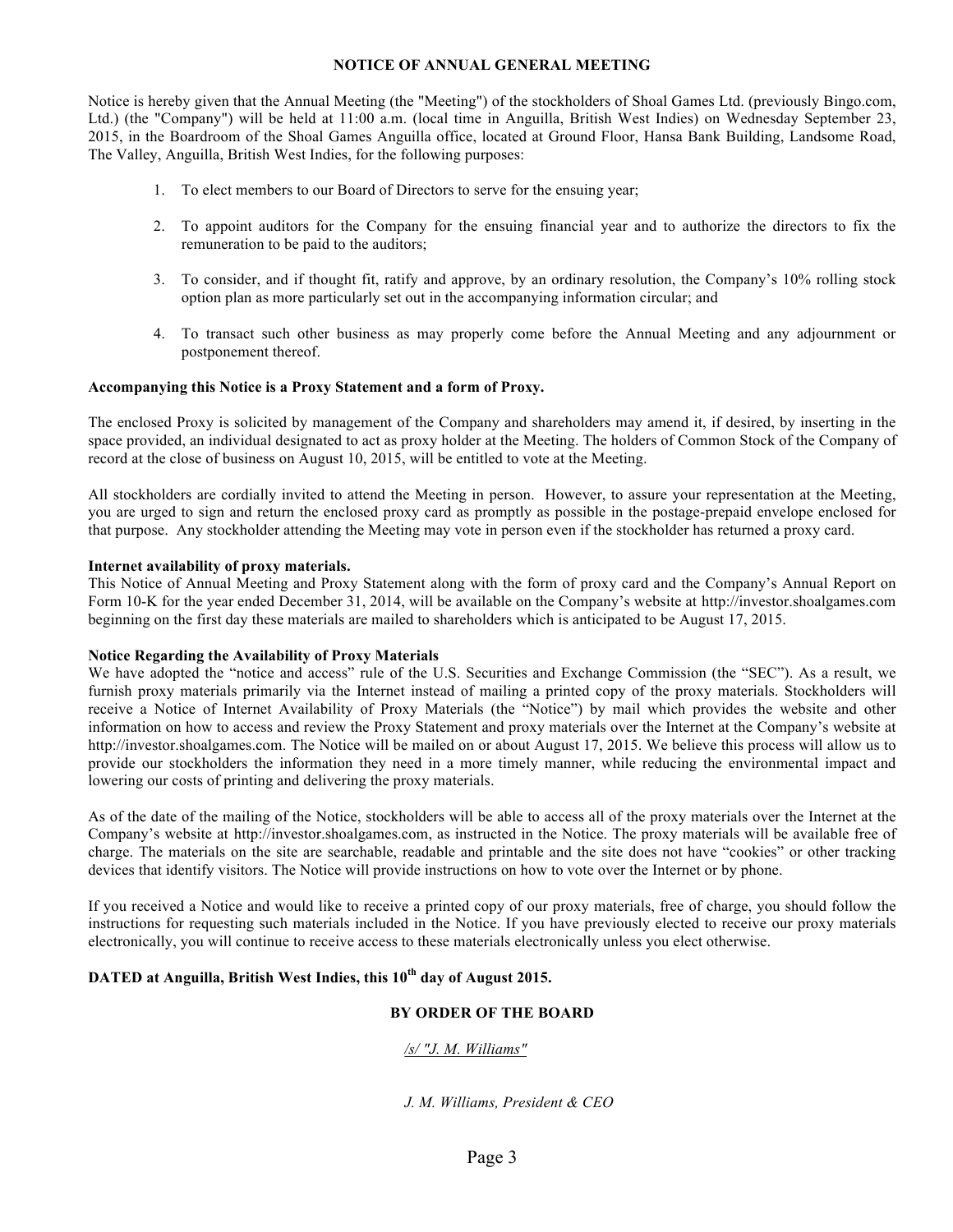# NOTICE OF ANNUAL GENERAL MEETING

Notice is hereby given that the Annual Meeting (the "Meeting") of the stockholders of Shoal Games Ltd. (previously Bingo.com, Ltd.) (the "Company") will be held at 11:00 a.m. (local time in Anguilla, British West Indies) on Wednesday September 23, 2015, in the Boardroom of the Shoal Games Anguilla office, located at Ground Floor, Hansa Bank Building, Landsome Road, The Valley, Anguilla, British West Indies, for the following purposes:

1. To elect members to our Board of Directors to serve for the ensuing year;
2. To appoint auditors for the Company for the ensuing financial year and to authorize the directors to fix the remuneration to be paid to the auditors;
3. To consider, and if thought fit, ratify and approve, by an ordinary resolution, the Company's 10% rolling stock option plan as more particularly set out in the accompanying information circular; and
4. To transact such other business as may properly come before the Annual Meeting and any adjournment or postponement thereof.

**Accompanying this Notice is a Proxy Statement and a form of Proxy.**

The enclosed Proxy is solicited by management of the Company and shareholders may amend it, if desired, by inserting in the space provided, an individual designated to act as proxy holder at the Meeting. The holders of Common Stock of the Company of record at the close of business on August 10, 2015, will be entitled to vote at the Meeting.

All stockholders are cordially invited to attend the Meeting in person. However, to assure your representation at the Meeting, you are urged to sign and return the enclosed proxy card as promptly as possible in the postage-prepaid envelope enclosed for that purpose. Any stockholder attending the Meeting may vote in person even if the stockholder has returned a proxy card.

**Internet availability of proxy materials.**
This Notice of Annual Meeting and Proxy Statement along with the form of proxy card and the Company's Annual Report on Form 10-K for the year ended December 31, 2014, will be available on the Company's website at http://investor.shoalgames.com beginning on the first day these materials are mailed to shareholders which is anticipated to be August 17, 2015.

**Notice Regarding the Availability of Proxy Materials**
We have adopted the "notice and access" rule of the U.S. Securities and Exchange Commission (the "SEC"). As a result, we furnish proxy materials primarily via the Internet instead of mailing a printed copy of the proxy materials. Stockholders will receive a Notice of Internet Availability of Proxy Materials (the "Notice") by mail which provides the website and other information on how to access and review the Proxy Statement and proxy materials over the Internet at the Company's website at http://investor.shoalgames.com. The Notice will be mailed on or about August 17, 2015. We believe this process will allow us to provide our stockholders the information they need in a more timely manner, while reducing the environmental impact and lowering our costs of printing and delivering the proxy materials.

As of the date of the mailing of the Notice, stockholders will be able to access all of the proxy materials over the Internet at the Company's website at http://investor.shoalgames.com, as instructed in the Notice. The proxy materials will be available free of charge. The materials on the site are searchable, readable and printable and the site does not have "cookies" or other tracking devices that identify visitors. The Notice will provide instructions on how to vote over the Internet or by phone.

If you received a Notice and would like to receive a printed copy of our proxy materials, free of charge, you should follow the instructions for requesting such materials included in the Notice. If you have previously elected to receive our proxy materials electronically, you will continue to receive access to these materials electronically unless you elect otherwise.

**DATED at Anguilla, British West Indies, this 10th day of August 2015.**

**BY ORDER OF THE BOARD**

*/s/ "J. M. Williams"*

*J. M. Williams, President & CEO*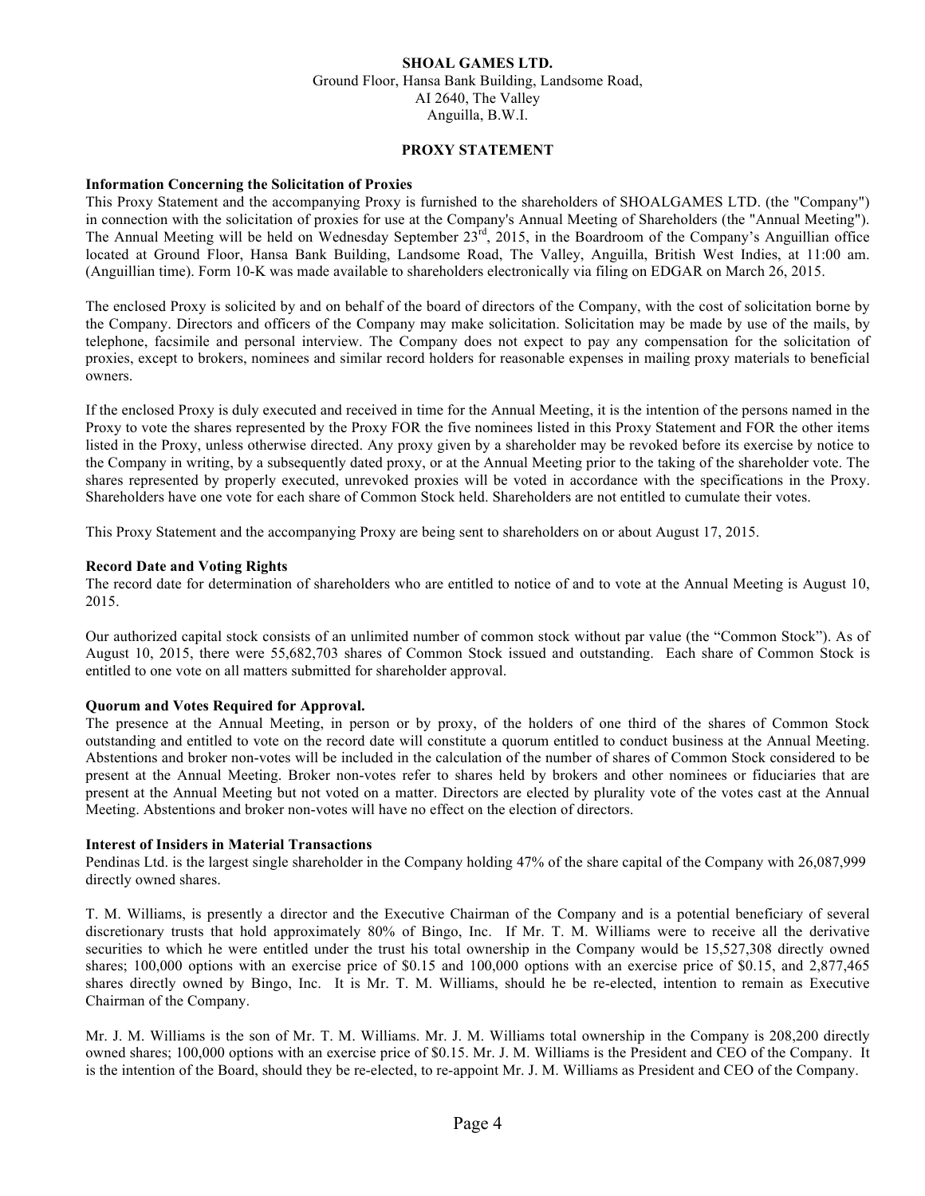**SHOAL GAMES LTD.**
Ground Floor, Hansa Bank Building, Landsome Road,
AI 2640, The Valley
Anguilla, B.W.I.

**PROXY STATEMENT**

**Information Concerning the Solicitation of Proxies**

This Proxy Statement and the accompanying Proxy is furnished to the shareholders of SHOALGAMES LTD. (the "Company") in connection with the solicitation of proxies for use at the Company's Annual Meeting of Shareholders (the "Annual Meeting"). The Annual Meeting will be held on Wednesday September 23rd, 2015, in the Boardroom of the Company's Anguillian office located at Ground Floor, Hansa Bank Building, Landsome Road, The Valley, Anguilla, British West Indies, at 11:00 am. (Anguillian time). Form 10-K was made available to shareholders electronically via filing on EDGAR on March 26, 2015.

The enclosed Proxy is solicited by and on behalf of the board of directors of the Company, with the cost of solicitation borne by the Company. Directors and officers of the Company may make solicitation. Solicitation may be made by use of the mails, by telephone, facsimile and personal interview. The Company does not expect to pay any compensation for the solicitation of proxies, except to brokers, nominees and similar record holders for reasonable expenses in mailing proxy materials to beneficial owners.

If the enclosed Proxy is duly executed and received in time for the Annual Meeting, it is the intention of the persons named in the Proxy to vote the shares represented by the Proxy FOR the five nominees listed in this Proxy Statement and FOR the other items listed in the Proxy, unless otherwise directed. Any proxy given by a shareholder may be revoked before its exercise by notice to the Company in writing, by a subsequently dated proxy, or at the Annual Meeting prior to the taking of the shareholder vote. The shares represented by properly executed, unrevoked proxies will be voted in accordance with the specifications in the Proxy. Shareholders have one vote for each share of Common Stock held. Shareholders are not entitled to cumulate their votes.

This Proxy Statement and the accompanying Proxy are being sent to shareholders on or about August 17, 2015.

**Record Date and Voting Rights**

The record date for determination of shareholders who are entitled to notice of and to vote at the Annual Meeting is August 10, 2015.

Our authorized capital stock consists of an unlimited number of common stock without par value (the "Common Stock"). As of August 10, 2015, there were 55,682,703 shares of Common Stock issued and outstanding. Each share of Common Stock is entitled to one vote on all matters submitted for shareholder approval.

**Quorum and Votes Required for Approval.**

The presence at the Annual Meeting, in person or by proxy, of the holders of one third of the shares of Common Stock outstanding and entitled to vote on the record date will constitute a quorum entitled to conduct business at the Annual Meeting. Abstentions and broker non-votes will be included in the calculation of the number of shares of Common Stock considered to be present at the Annual Meeting. Broker non-votes refer to shares held by brokers and other nominees or fiduciaries that are present at the Annual Meeting but not voted on a matter. Directors are elected by plurality vote of the votes cast at the Annual Meeting. Abstentions and broker non-votes will have no effect on the election of directors.

**Interest of Insiders in Material Transactions**

Pendinas Ltd. is the largest single shareholder in the Company holding 47% of the share capital of the Company with 26,087,999 directly owned shares.

T. M. Williams, is presently a director and the Executive Chairman of the Company and is a potential beneficiary of several discretionary trusts that hold approximately 80% of Bingo, Inc. If Mr. T. M. Williams were to receive all the derivative securities to which he were entitled under the trust his total ownership in the Company would be 15,527,308 directly owned shares; 100,000 options with an exercise price of $0.15 and 100,000 options with an exercise price of $0.15, and 2,877,465 shares directly owned by Bingo, Inc. It is Mr. T. M. Williams, should he be re-elected, intention to remain as Executive Chairman of the Company.

Mr. J. M. Williams is the son of Mr. T. M. Williams. Mr. J. M. Williams total ownership in the Company is 208,200 directly owned shares; 100,000 options with an exercise price of $0.15. Mr. J. M. Williams is the President and CEO of the Company. It is the intention of the Board, should they be re-elected, to re-appoint Mr. J. M. Williams as President and CEO of the Company.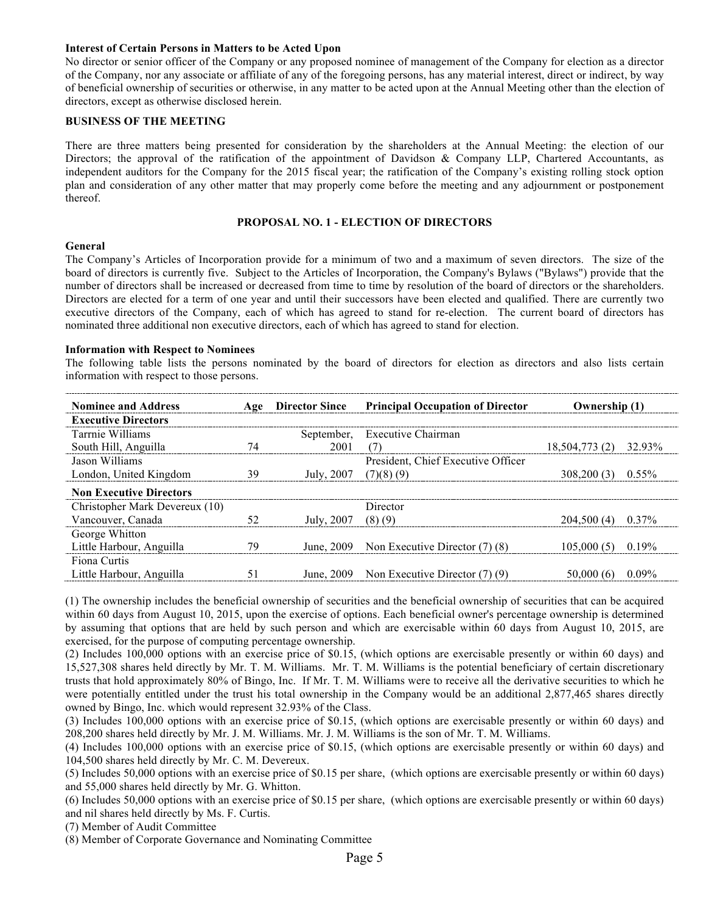**Interest of Certain Persons in Matters to be Acted Upon**

No director or senior officer of the Company or any proposed nominee of management of the Company for election as a director of the Company, nor any associate or affiliate of any of the foregoing persons, has any material interest, direct or indirect, by way of beneficial ownership of securities or otherwise, in any matter to be acted upon at the Annual Meeting other than the election of directors, except as otherwise disclosed herein.

**BUSINESS OF THE MEETING**

There are three matters being presented for consideration by the shareholders at the Annual Meeting: the election of our Directors; the approval of the ratification of the appointment of Davidson & Company LLP, Chartered Accountants, as independent auditors for the Company for the 2015 fiscal year; the ratification of the Company's existing rolling stock option plan and consideration of any other matter that may properly come before the meeting and any adjournment or postponement thereof.

## PROPOSAL NO. 1 - ELECTION OF DIRECTORS

**General**

The Company's Articles of Incorporation provide for a minimum of two and a maximum of seven directors. The size of the board of directors is currently five. Subject to the Articles of Incorporation, the Company's Bylaws ("Bylaws") provide that the number of directors shall be increased or decreased from time to time by resolution of the board of directors or the shareholders. Directors are elected for a term of one year and until their successors have been elected and qualified. There are currently two executive directors of the Company, each of which has agreed to stand for re-election. The current board of directors has nominated three additional non executive directors, each of which has agreed to stand for election.

**Information with Respect to Nominees**

The following table lists the persons nominated by the board of directors for election as directors and also lists certain information with respect to those persons.

| Nominee and Address | Age | Director Since | Principal Occupation of Director | Ownership (1) | |
|---|---|---|---|---|---|
| **Executive Directors** | | | | | |
| Tarrnie Williams<br>South Hill, Anguilla | 74 | September, 2001 | Executive Chairman (7) | 18,504,773 (2) | 32.93% |
| Jason Williams<br>London, United Kingdom | 39 | July, 2007 | President, Chief Executive Officer (7)(8) (9) | 308,200 (3) | 0.55% |
| **Non Executive Directors** | | | | | |
| Christopher Mark Devereux (10)<br>Vancouver, Canada | 52 | July, 2007 | Director (8) (9) | 204,500 (4) | 0.37% |
| George Whitton<br>Little Harbour, Anguilla | 79 | June, 2009 | Non Executive Director (7) (8) | 105,000 (5) | 0.19% |
| Fiona Curtis<br>Little Harbour, Anguilla | 51 | June, 2009 | Non Executive Director (7) (9) | 50,000 (6) | 0.09% |

(1) The ownership includes the beneficial ownership of securities and the beneficial ownership of securities that can be acquired within 60 days from August 10, 2015, upon the exercise of options. Each beneficial owner's percentage ownership is determined by assuming that options that are held by such person and which are exercisable within 60 days from August 10, 2015, are exercised, for the purpose of computing percentage ownership.

(2) Includes 100,000 options with an exercise price of $0.15, (which options are exercisable presently or within 60 days) and 15,527,308 shares held directly by Mr. T. M. Williams. Mr. T. M. Williams is the potential beneficiary of certain discretionary trusts that hold approximately 80% of Bingo, Inc. If Mr. T. M. Williams were to receive all the derivative securities to which he were potentially entitled under the trust his total ownership in the Company would be an additional 2,877,465 shares directly owned by Bingo, Inc. which would represent 32.93% of the Class.

(3) Includes 100,000 options with an exercise price of $0.15, (which options are exercisable presently or within 60 days) and 208,200 shares held directly by Mr. J. M. Williams. Mr. J. M. Williams is the son of Mr. T. M. Williams.

(4) Includes 100,000 options with an exercise price of $0.15, (which options are exercisable presently or within 60 days) and 104,500 shares held directly by Mr. C. M. Devereux.

(5) Includes 50,000 options with an exercise price of $0.15 per share, (which options are exercisable presently or within 60 days) and 55,000 shares held directly by Mr. G. Whitton.

(6) Includes 50,000 options with an exercise price of $0.15 per share, (which options are exercisable presently or within 60 days) and nil shares held directly by Ms. F. Curtis.

(7) Member of Audit Committee

(8) Member of Corporate Governance and Nominating Committee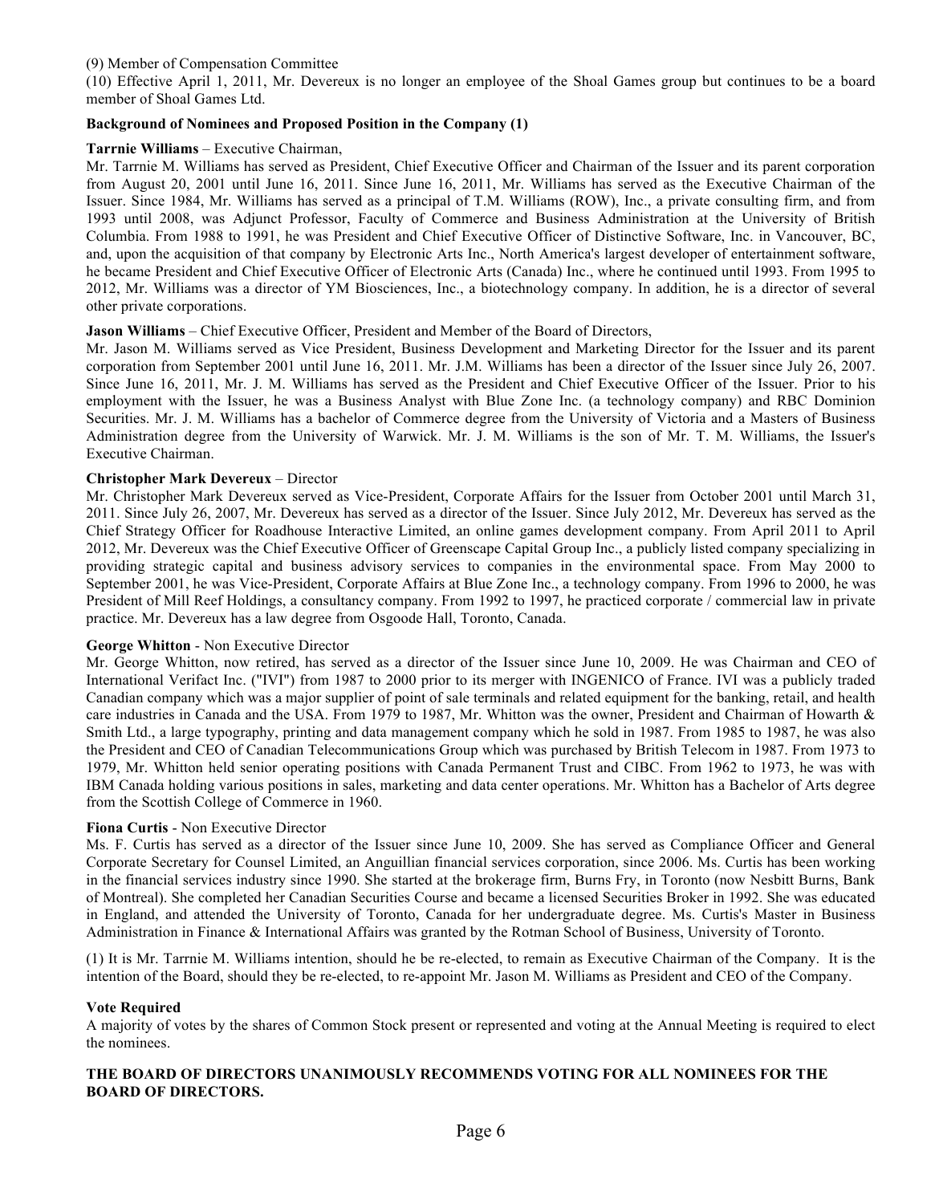(9) Member of Compensation Committee

(10) Effective April 1, 2011, Mr. Devereux is no longer an employee of the Shoal Games group but continues to be a board member of Shoal Games Ltd.

**Background of Nominees and Proposed Position in the Company (1)**

**Tarrnie Williams** – Executive Chairman,

Mr. Tarrnie M. Williams has served as President, Chief Executive Officer and Chairman of the Issuer and its parent corporation from August 20, 2001 until June 16, 2011. Since June 16, 2011, Mr. Williams has served as the Executive Chairman of the Issuer. Since 1984, Mr. Williams has served as a principal of T.M. Williams (ROW), Inc., a private consulting firm, and from 1993 until 2008, was Adjunct Professor, Faculty of Commerce and Business Administration at the University of British Columbia. From 1988 to 1991, he was President and Chief Executive Officer of Distinctive Software, Inc. in Vancouver, BC, and, upon the acquisition of that company by Electronic Arts Inc., North America's largest developer of entertainment software, he became President and Chief Executive Officer of Electronic Arts (Canada) Inc., where he continued until 1993. From 1995 to 2012, Mr. Williams was a director of YM Biosciences, Inc., a biotechnology company. In addition, he is a director of several other private corporations.

**Jason Williams** – Chief Executive Officer, President and Member of the Board of Directors,

Mr. Jason M. Williams served as Vice President, Business Development and Marketing Director for the Issuer and its parent corporation from September 2001 until June 16, 2011. Mr. J.M. Williams has been a director of the Issuer since July 26, 2007. Since June 16, 2011, Mr. J. M. Williams has served as the President and Chief Executive Officer of the Issuer. Prior to his employment with the Issuer, he was a Business Analyst with Blue Zone Inc. (a technology company) and RBC Dominion Securities. Mr. J. M. Williams has a bachelor of Commerce degree from the University of Victoria and a Masters of Business Administration degree from the University of Warwick. Mr. J. M. Williams is the son of Mr. T. M. Williams, the Issuer's Executive Chairman.

**Christopher Mark Devereux** – Director

Mr. Christopher Mark Devereux served as Vice-President, Corporate Affairs for the Issuer from October 2001 until March 31, 2011. Since July 26, 2007, Mr. Devereux has served as a director of the Issuer. Since July 2012, Mr. Devereux has served as the Chief Strategy Officer for Roadhouse Interactive Limited, an online games development company. From April 2011 to April 2012, Mr. Devereux was the Chief Executive Officer of Greenscape Capital Group Inc., a publicly listed company specializing in providing strategic capital and business advisory services to companies in the environmental space. From May 2000 to September 2001, he was Vice-President, Corporate Affairs at Blue Zone Inc., a technology company. From 1996 to 2000, he was President of Mill Reef Holdings, a consultancy company. From 1992 to 1997, he practiced corporate / commercial law in private practice. Mr. Devereux has a law degree from Osgoode Hall, Toronto, Canada.

**George Whitton** - Non Executive Director

Mr. George Whitton, now retired, has served as a director of the Issuer since June 10, 2009. He was Chairman and CEO of International Verifact Inc. ("IVI") from 1987 to 2000 prior to its merger with INGENICO of France. IVI was a publicly traded Canadian company which was a major supplier of point of sale terminals and related equipment for the banking, retail, and health care industries in Canada and the USA. From 1979 to 1987, Mr. Whitton was the owner, President and Chairman of Howarth & Smith Ltd., a large typography, printing and data management company which he sold in 1987. From 1985 to 1987, he was also the President and CEO of Canadian Telecommunications Group which was purchased by British Telecom in 1987. From 1973 to 1979, Mr. Whitton held senior operating positions with Canada Permanent Trust and CIBC. From 1962 to 1973, he was with IBM Canada holding various positions in sales, marketing and data center operations. Mr. Whitton has a Bachelor of Arts degree from the Scottish College of Commerce in 1960.

**Fiona Curtis** - Non Executive Director

Ms. F. Curtis has served as a director of the Issuer since June 10, 2009. She has served as Compliance Officer and General Corporate Secretary for Counsel Limited, an Anguillian financial services corporation, since 2006. Ms. Curtis has been working in the financial services industry since 1990. She started at the brokerage firm, Burns Fry, in Toronto (now Nesbitt Burns, Bank of Montreal). She completed her Canadian Securities Course and became a licensed Securities Broker in 1992. She was educated in England, and attended the University of Toronto, Canada for her undergraduate degree. Ms. Curtis's Master in Business Administration in Finance & International Affairs was granted by the Rotman School of Business, University of Toronto.

(1) It is Mr. Tarrnie M. Williams intention, should he be re-elected, to remain as Executive Chairman of the Company. It is the intention of the Board, should they be re-elected, to re-appoint Mr. Jason M. Williams as President and CEO of the Company.

**Vote Required**

A majority of votes by the shares of Common Stock present or represented and voting at the Annual Meeting is required to elect the nominees.

**THE BOARD OF DIRECTORS UNANIMOUSLY RECOMMENDS VOTING FOR ALL NOMINEES FOR THE BOARD OF DIRECTORS.**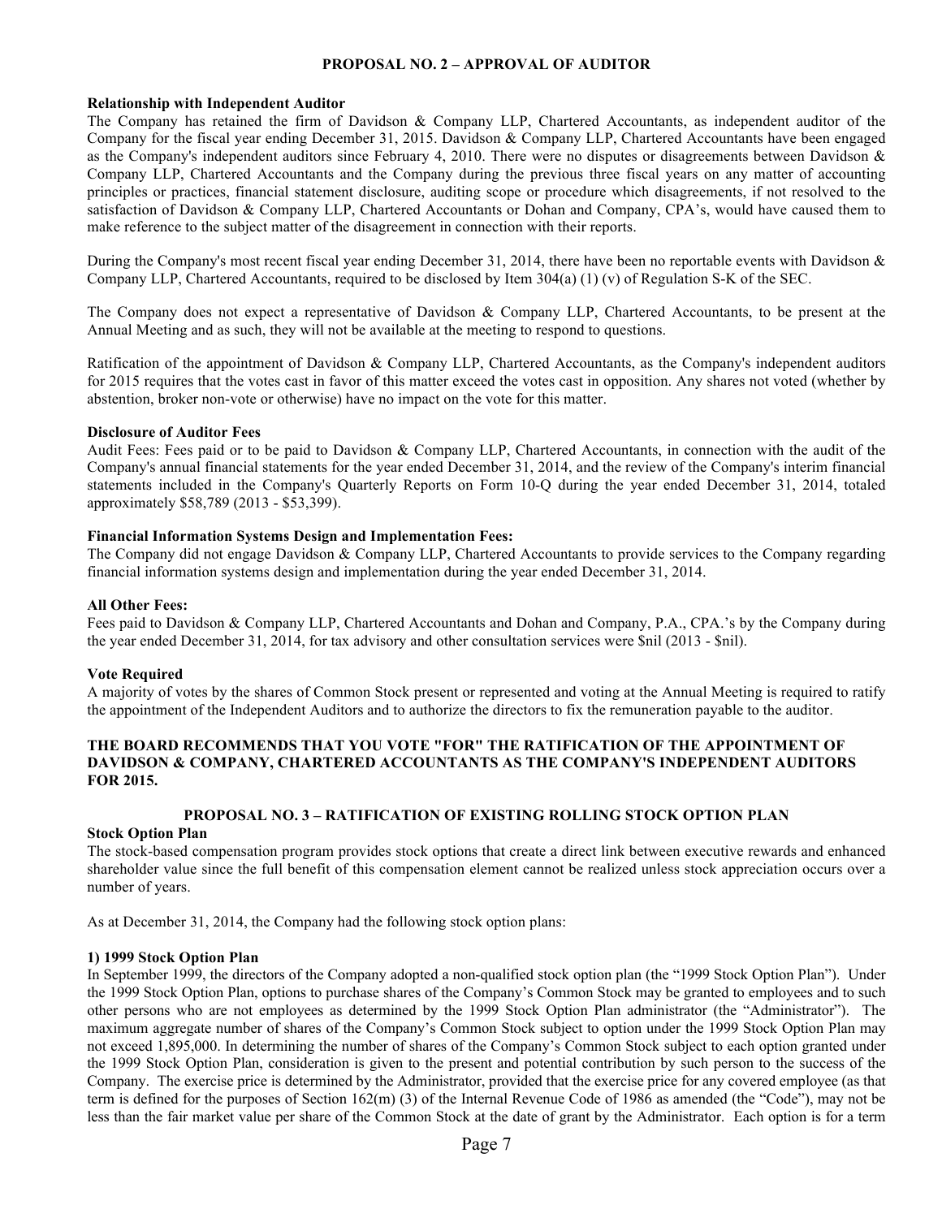## PROPOSAL NO. 2 – APPROVAL OF AUDITOR

**Relationship with Independent Auditor**

The Company has retained the firm of Davidson & Company LLP, Chartered Accountants, as independent auditor of the Company for the fiscal year ending December 31, 2015. Davidson & Company LLP, Chartered Accountants have been engaged as the Company's independent auditors since February 4, 2010. There were no disputes or disagreements between Davidson & Company LLP, Chartered Accountants and the Company during the previous three fiscal years on any matter of accounting principles or practices, financial statement disclosure, auditing scope or procedure which disagreements, if not resolved to the satisfaction of Davidson & Company LLP, Chartered Accountants or Dohan and Company, CPA's, would have caused them to make reference to the subject matter of the disagreement in connection with their reports.

During the Company's most recent fiscal year ending December 31, 2014, there have been no reportable events with Davidson & Company LLP, Chartered Accountants, required to be disclosed by Item 304(a) (1) (v) of Regulation S-K of the SEC.

The Company does not expect a representative of Davidson & Company LLP, Chartered Accountants, to be present at the Annual Meeting and as such, they will not be available at the meeting to respond to questions.

Ratification of the appointment of Davidson & Company LLP, Chartered Accountants, as the Company's independent auditors for 2015 requires that the votes cast in favor of this matter exceed the votes cast in opposition. Any shares not voted (whether by abstention, broker non-vote or otherwise) have no impact on the vote for this matter.

**Disclosure of Auditor Fees**

Audit Fees: Fees paid or to be paid to Davidson & Company LLP, Chartered Accountants, in connection with the audit of the Company's annual financial statements for the year ended December 31, 2014, and the review of the Company's interim financial statements included in the Company's Quarterly Reports on Form 10-Q during the year ended December 31, 2014, totaled approximately $58,789 (2013 - $53,399).

**Financial Information Systems Design and Implementation Fees:**

The Company did not engage Davidson & Company LLP, Chartered Accountants to provide services to the Company regarding financial information systems design and implementation during the year ended December 31, 2014.

**All Other Fees:**

Fees paid to Davidson & Company LLP, Chartered Accountants and Dohan and Company, P.A., CPA.'s by the Company during the year ended December 31, 2014, for tax advisory and other consultation services were $nil (2013 - $nil).

**Vote Required**

A majority of votes by the shares of Common Stock present or represented and voting at the Annual Meeting is required to ratify the appointment of the Independent Auditors and to authorize the directors to fix the remuneration payable to the auditor.

**THE BOARD RECOMMENDS THAT YOU VOTE "FOR" THE RATIFICATION OF THE APPOINTMENT OF DAVIDSON & COMPANY, CHARTERED ACCOUNTANTS AS THE COMPANY'S INDEPENDENT AUDITORS FOR 2015.**

## PROPOSAL NO. 3 – RATIFICATION OF EXISTING ROLLING STOCK OPTION PLAN

**Stock Option Plan**

The stock-based compensation program provides stock options that create a direct link between executive rewards and enhanced shareholder value since the full benefit of this compensation element cannot be realized unless stock appreciation occurs over a number of years.

As at December 31, 2014, the Company had the following stock option plans:

**1) 1999 Stock Option Plan**

In September 1999, the directors of the Company adopted a non-qualified stock option plan (the "1999 Stock Option Plan"). Under the 1999 Stock Option Plan, options to purchase shares of the Company's Common Stock may be granted to employees and to such other persons who are not employees as determined by the 1999 Stock Option Plan administrator (the "Administrator"). The maximum aggregate number of shares of the Company's Common Stock subject to option under the 1999 Stock Option Plan may not exceed 1,895,000. In determining the number of shares of the Company's Common Stock subject to each option granted under the 1999 Stock Option Plan, consideration is given to the present and potential contribution by such person to the success of the Company. The exercise price is determined by the Administrator, provided that the exercise price for any covered employee (as that term is defined for the purposes of Section 162(m) (3) of the Internal Revenue Code of 1986 as amended (the "Code"), may not be less than the fair market value per share of the Common Stock at the date of grant by the Administrator. Each option is for a term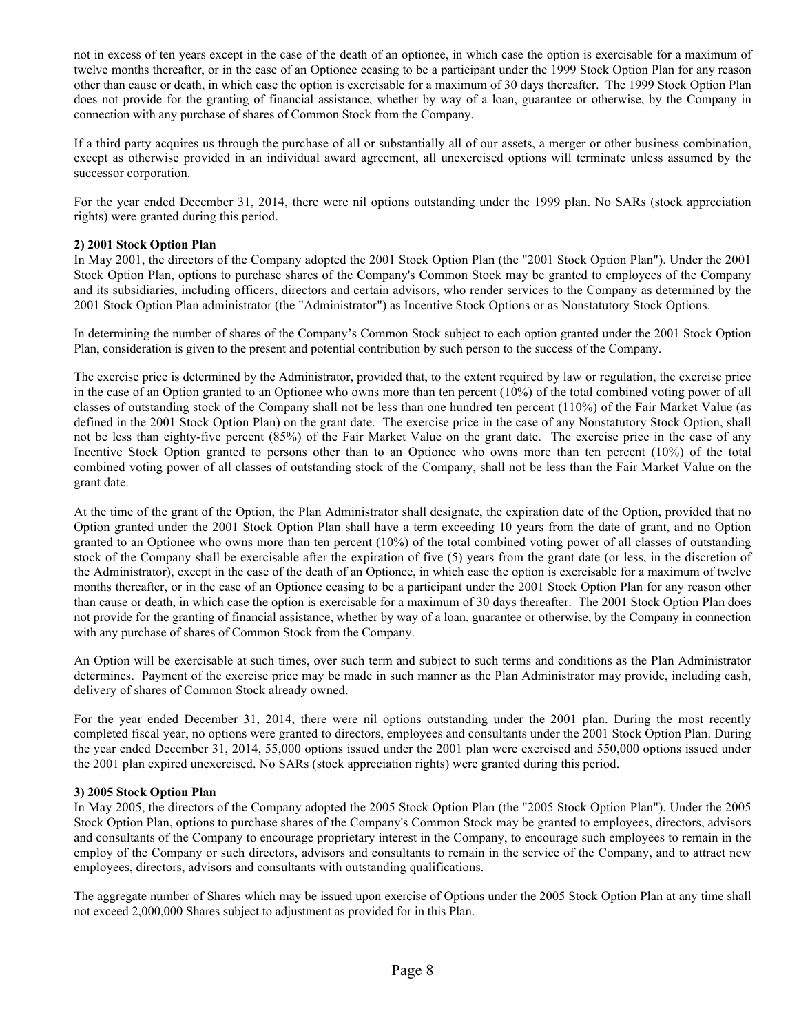not in excess of ten years except in the case of the death of an optionee, in which case the option is exercisable for a maximum of twelve months thereafter, or in the case of an Optionee ceasing to be a participant under the 1999 Stock Option Plan for any reason other than cause or death, in which case the option is exercisable for a maximum of 30 days thereafter. The 1999 Stock Option Plan does not provide for the granting of financial assistance, whether by way of a loan, guarantee or otherwise, by the Company in connection with any purchase of shares of Common Stock from the Company.

If a third party acquires us through the purchase of all or substantially all of our assets, a merger or other business combination, except as otherwise provided in an individual award agreement, all unexercised options will terminate unless assumed by the successor corporation.

For the year ended December 31, 2014, there were nil options outstanding under the 1999 plan. No SARs (stock appreciation rights) were granted during this period.

**2) 2001 Stock Option Plan**

In May 2001, the directors of the Company adopted the 2001 Stock Option Plan (the "2001 Stock Option Plan"). Under the 2001 Stock Option Plan, options to purchase shares of the Company's Common Stock may be granted to employees of the Company and its subsidiaries, including officers, directors and certain advisors, who render services to the Company as determined by the 2001 Stock Option Plan administrator (the "Administrator") as Incentive Stock Options or as Nonstatutory Stock Options.

In determining the number of shares of the Company's Common Stock subject to each option granted under the 2001 Stock Option Plan, consideration is given to the present and potential contribution by such person to the success of the Company.

The exercise price is determined by the Administrator, provided that, to the extent required by law or regulation, the exercise price in the case of an Option granted to an Optionee who owns more than ten percent (10%) of the total combined voting power of all classes of outstanding stock of the Company shall not be less than one hundred ten percent (110%) of the Fair Market Value (as defined in the 2001 Stock Option Plan) on the grant date. The exercise price in the case of any Nonstatutory Stock Option, shall not be less than eighty-five percent (85%) of the Fair Market Value on the grant date. The exercise price in the case of any Incentive Stock Option granted to persons other than to an Optionee who owns more than ten percent (10%) of the total combined voting power of all classes of outstanding stock of the Company, shall not be less than the Fair Market Value on the grant date.

At the time of the grant of the Option, the Plan Administrator shall designate, the expiration date of the Option, provided that no Option granted under the 2001 Stock Option Plan shall have a term exceeding 10 years from the date of grant, and no Option granted to an Optionee who owns more than ten percent (10%) of the total combined voting power of all classes of outstanding stock of the Company shall be exercisable after the expiration of five (5) years from the grant date (or less, in the discretion of the Administrator), except in the case of the death of an Optionee, in which case the option is exercisable for a maximum of twelve months thereafter, or in the case of an Optionee ceasing to be a participant under the 2001 Stock Option Plan for any reason other than cause or death, in which case the option is exercisable for a maximum of 30 days thereafter. The 2001 Stock Option Plan does not provide for the granting of financial assistance, whether by way of a loan, guarantee or otherwise, by the Company in connection with any purchase of shares of Common Stock from the Company.

An Option will be exercisable at such times, over such term and subject to such terms and conditions as the Plan Administrator determines. Payment of the exercise price may be made in such manner as the Plan Administrator may provide, including cash, delivery of shares of Common Stock already owned.

For the year ended December 31, 2014, there were nil options outstanding under the 2001 plan. During the most recently completed fiscal year, no options were granted to directors, employees and consultants under the 2001 Stock Option Plan. During the year ended December 31, 2014, 55,000 options issued under the 2001 plan were exercised and 550,000 options issued under the 2001 plan expired unexercised. No SARs (stock appreciation rights) were granted during this period.

**3) 2005 Stock Option Plan**

In May 2005, the directors of the Company adopted the 2005 Stock Option Plan (the "2005 Stock Option Plan"). Under the 2005 Stock Option Plan, options to purchase shares of the Company's Common Stock may be granted to employees, directors, advisors and consultants of the Company to encourage proprietary interest in the Company, to encourage such employees to remain in the employ of the Company or such directors, advisors and consultants to remain in the service of the Company, and to attract new employees, directors, advisors and consultants with outstanding qualifications.

The aggregate number of Shares which may be issued upon exercise of Options under the 2005 Stock Option Plan at any time shall not exceed 2,000,000 Shares subject to adjustment as provided for in this Plan.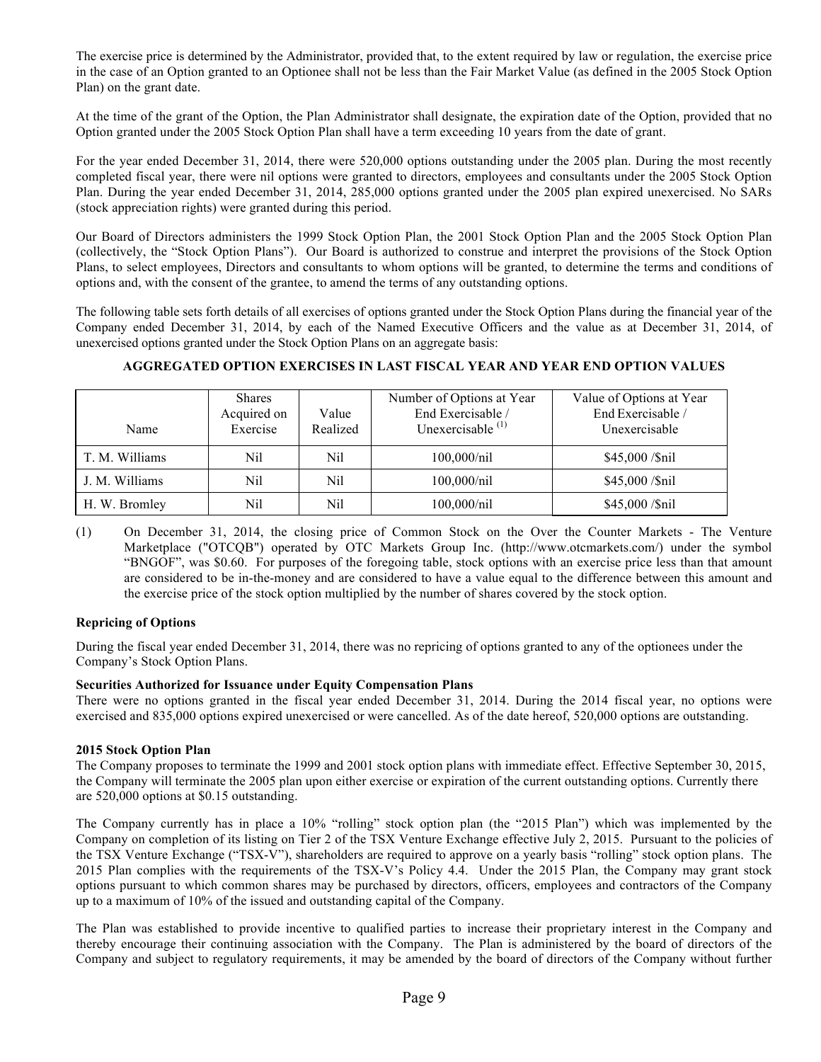The exercise price is determined by the Administrator, provided that, to the extent required by law or regulation, the exercise price in the case of an Option granted to an Optionee shall not be less than the Fair Market Value (as defined in the 2005 Stock Option Plan) on the grant date.

At the time of the grant of the Option, the Plan Administrator shall designate, the expiration date of the Option, provided that no Option granted under the 2005 Stock Option Plan shall have a term exceeding 10 years from the date of grant.

For the year ended December 31, 2014, there were 520,000 options outstanding under the 2005 plan. During the most recently completed fiscal year, there were nil options were granted to directors, employees and consultants under the 2005 Stock Option Plan. During the year ended December 31, 2014, 285,000 options granted under the 2005 plan expired unexercised. No SARs (stock appreciation rights) were granted during this period.

Our Board of Directors administers the 1999 Stock Option Plan, the 2001 Stock Option Plan and the 2005 Stock Option Plan (collectively, the "Stock Option Plans"). Our Board is authorized to construe and interpret the provisions of the Stock Option Plans, to select employees, Directors and consultants to whom options will be granted, to determine the terms and conditions of options and, with the consent of the grantee, to amend the terms of any outstanding options.

The following table sets forth details of all exercises of options granted under the Stock Option Plans during the financial year of the Company ended December 31, 2014, by each of the Named Executive Officers and the value as at December 31, 2014, of unexercised options granted under the Stock Option Plans on an aggregate basis:

**AGGREGATED OPTION EXERCISES IN LAST FISCAL YEAR AND YEAR END OPTION VALUES**

| Name | Shares Acquired on Exercise | Value Realized | Number of Options at Year End Exercisable / Unexercisable [(1)] | Value of Options at Year End Exercisable / Unexercisable |
|---|---|---|---|---|
| T. M. Williams | Nil | Nil | 100,000/nil | $45,000 /$nil |
| J. M. Williams | Nil | Nil | 100,000/nil | $45,000 /$nil |
| H. W. Bromley | Nil | Nil | 100,000/nil | $45,000 /$nil |

(1) On December 31, 2014, the closing price of Common Stock on the Over the Counter Markets - The Venture Marketplace ("OTCQB") operated by OTC Markets Group Inc. (http://www.otcmarkets.com/) under the symbol "BNGOF", was $0.60. For purposes of the foregoing table, stock options with an exercise price less than that amount are considered to be in-the-money and are considered to have a value equal to the difference between this amount and the exercise price of the stock option multiplied by the number of shares covered by the stock option.

**Repricing of Options**

During the fiscal year ended December 31, 2014, there was no repricing of options granted to any of the optionees under the Company's Stock Option Plans.

**Securities Authorized for Issuance under Equity Compensation Plans**

There were no options granted in the fiscal year ended December 31, 2014. During the 2014 fiscal year, no options were exercised and 835,000 options expired unexercised or were cancelled. As of the date hereof, 520,000 options are outstanding.

**2015 Stock Option Plan**

The Company proposes to terminate the 1999 and 2001 stock option plans with immediate effect. Effective September 30, 2015, the Company will terminate the 2005 plan upon either exercise or expiration of the current outstanding options. Currently there are 520,000 options at $0.15 outstanding.

The Company currently has in place a 10% "rolling" stock option plan (the "2015 Plan") which was implemented by the Company on completion of its listing on Tier 2 of the TSX Venture Exchange effective July 2, 2015. Pursuant to the policies of the TSX Venture Exchange ("TSX-V"), shareholders are required to approve on a yearly basis "rolling" stock option plans. The 2015 Plan complies with the requirements of the TSX-V's Policy 4.4. Under the 2015 Plan, the Company may grant stock options pursuant to which common shares may be purchased by directors, officers, employees and contractors of the Company up to a maximum of 10% of the issued and outstanding capital of the Company.

The Plan was established to provide incentive to qualified parties to increase their proprietary interest in the Company and thereby encourage their continuing association with the Company. The Plan is administered by the board of directors of the Company and subject to regulatory requirements, it may be amended by the board of directors of the Company without further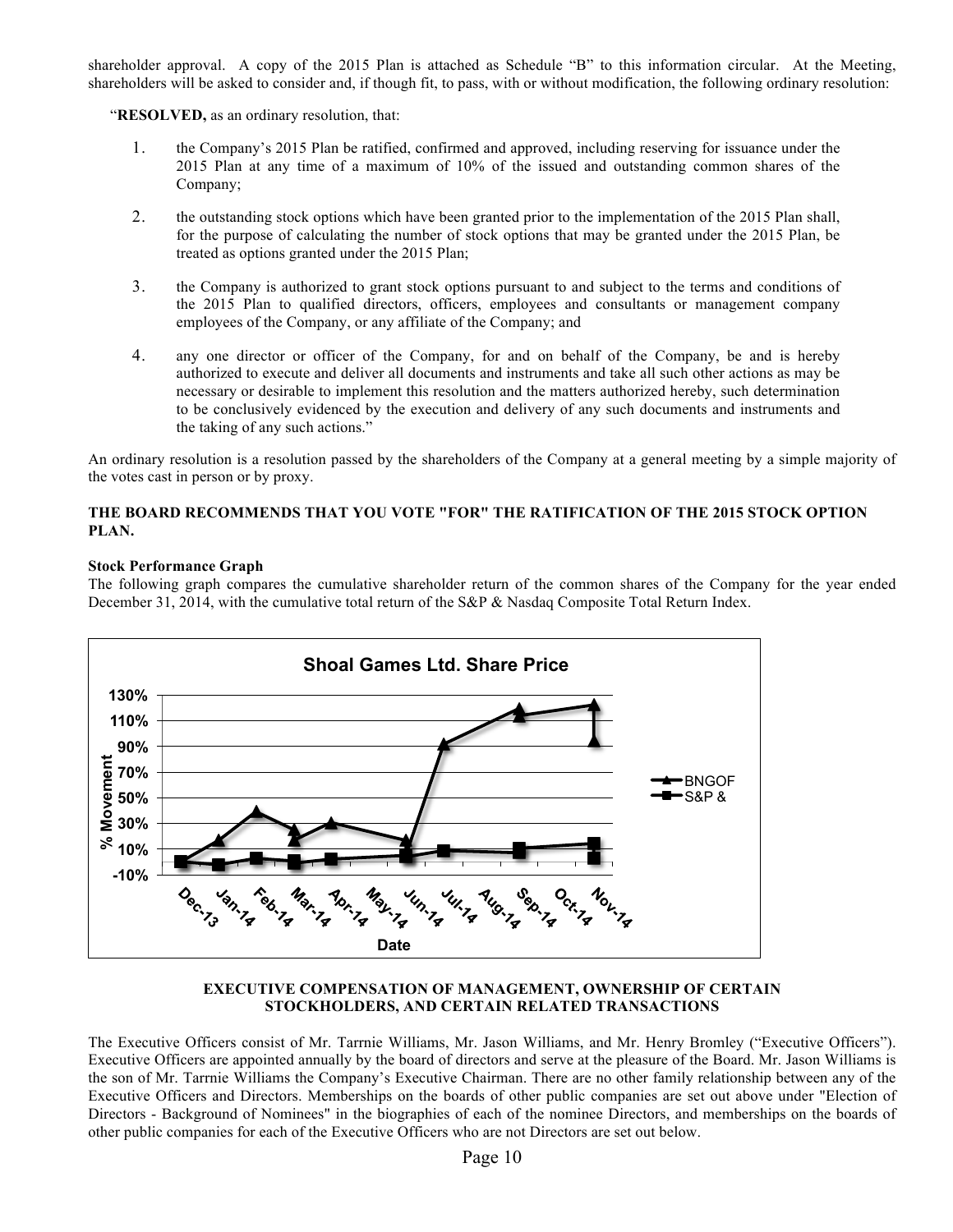shareholder approval. A copy of the 2015 Plan is attached as Schedule "B" to this information circular. At the Meeting, shareholders will be asked to consider and, if though fit, to pass, with or without modification, the following ordinary resolution:

"**RESOLVED,** as an ordinary resolution, that:

1. the Company's 2015 Plan be ratified, confirmed and approved, including reserving for issuance under the 2015 Plan at any time of a maximum of 10% of the issued and outstanding common shares of the Company;

2. the outstanding stock options which have been granted prior to the implementation of the 2015 Plan shall, for the purpose of calculating the number of stock options that may be granted under the 2015 Plan, be treated as options granted under the 2015 Plan;

3. the Company is authorized to grant stock options pursuant to and subject to the terms and conditions of the 2015 Plan to qualified directors, officers, employees and consultants or management company employees of the Company, or any affiliate of the Company; and

4. any one director or officer of the Company, for and on behalf of the Company, be and is hereby authorized to execute and deliver all documents and instruments and take all such other actions as may be necessary or desirable to implement this resolution and the matters authorized hereby, such determination to be conclusively evidenced by the execution and delivery of any such documents and instruments and the taking of any such actions."

An ordinary resolution is a resolution passed by the shareholders of the Company at a general meeting by a simple majority of the votes cast in person or by proxy.

**THE BOARD RECOMMENDS THAT YOU VOTE "FOR" THE RATIFICATION OF THE 2015 STOCK OPTION PLAN.**

**Stock Performance Graph**

The following graph compares the cumulative shareholder return of the common shares of the Company for the year ended December 31, 2014, with the cumulative total return of the S&P & Nasdaq Composite Total Return Index.

**EXECUTIVE COMPENSATION OF MANAGEMENT, OWNERSHIP OF CERTAIN STOCKHOLDERS, AND CERTAIN RELATED TRANSACTIONS**

The Executive Officers consist of Mr. Tarrnie Williams, Mr. Jason Williams, and Mr. Henry Bromley ("Executive Officers"). Executive Officers are appointed annually by the board of directors and serve at the pleasure of the Board. Mr. Jason Williams is the son of Mr. Tarrnie Williams the Company's Executive Chairman. There are no other family relationship between any of the Executive Officers and Directors. Memberships on the boards of other public companies are set out above under "Election of Directors - Background of Nominees" in the biographies of each of the nominee Directors, and memberships on the boards of other public companies for each of the Executive Officers who are not Directors are set out below.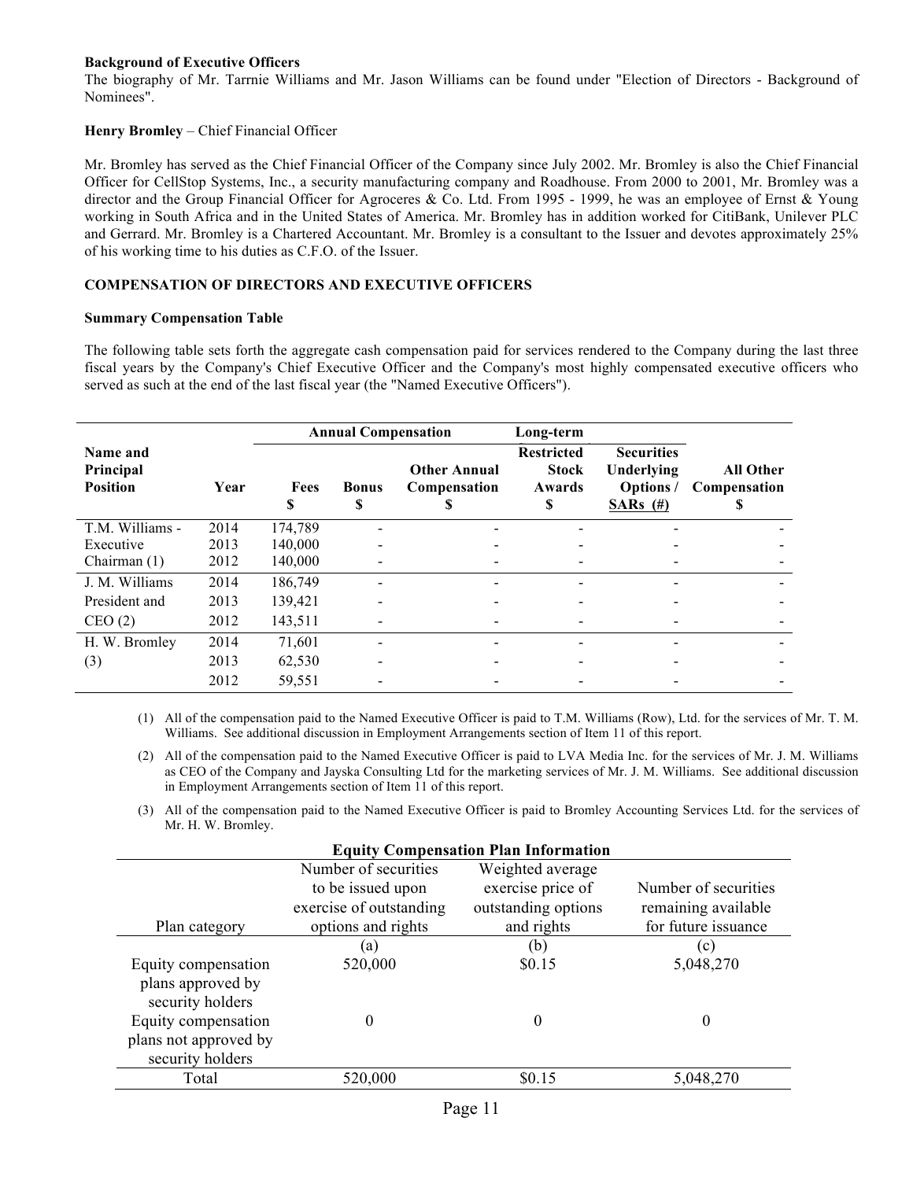**Background of Executive Officers**

The biography of Mr. Tarrnie Williams and Mr. Jason Williams can be found under "Election of Directors - Background of Nominees".

**Henry Bromley** – Chief Financial Officer

Mr. Bromley has served as the Chief Financial Officer of the Company since July 2002. Mr. Bromley is also the Chief Financial Officer for CellStop Systems, Inc., a security manufacturing company and Roadhouse. From 2000 to 2001, Mr. Bromley was a director and the Group Financial Officer for Agroceres & Co. Ltd. From 1995 - 1999, he was an employee of Ernst & Young working in South Africa and in the United States of America. Mr. Bromley has in addition worked for CitiBank, Unilever PLC and Gerrard. Mr. Bromley is a Chartered Accountant. Mr. Bromley is a consultant to the Issuer and devotes approximately 25% of his working time to his duties as C.F.O. of the Issuer.

**COMPENSATION OF DIRECTORS AND EXECUTIVE OFFICERS**

**Summary Compensation Table**

The following table sets forth the aggregate cash compensation paid for services rendered to the Company during the last three fiscal years by the Company's Chief Executive Officer and the Company's most highly compensated executive officers who served as such at the end of the last fiscal year (the "Named Executive Officers").

| | | **Annual Compensation** | | | **Long-term** | | |
|---|---|---|---|---|---|---|---|
| **Name and Principal Position** | **Year** | **Fees $** | **Bonus $** | **Other Annual Compensation $** | **Restricted Stock Awards $** | **Securities Underlying Options / SARs (#)** | **All Other Compensation $** |
| T.M. Williams - | 2014 | 174,789 | - | - | - | - | - |
| Executive | 2013 | 140,000 | - | - | - | - | - |
| Chairman (1) | 2012 | 140,000 | - | - | - | - | - |
| J. M. Williams | 2014 | 186,749 | - | - | - | - | - |
| President and | 2013 | 139,421 | - | - | - | - | - |
| CEO (2) | 2012 | 143,511 | - | - | - | - | - |
| H. W. Bromley | 2014 | 71,601 | - | - | - | - | - |
| (3) | 2013 | 62,530 | - | - | - | - | - |
| | 2012 | 59,551 | - | - | - | - | - |

(1) All of the compensation paid to the Named Executive Officer is paid to T.M. Williams (Row), Ltd. for the services of Mr. T. M. Williams. See additional discussion in Employment Arrangements section of Item 11 of this report.

(2) All of the compensation paid to the Named Executive Officer is paid to LVA Media Inc. for the services of Mr. J. M. Williams as CEO of the Company and Jayska Consulting Ltd for the marketing services of Mr. J. M. Williams. See additional discussion in Employment Arrangements section of Item 11 of this report.

(3) All of the compensation paid to the Named Executive Officer is paid to Bromley Accounting Services Ltd. for the services of Mr. H. W. Bromley.

**Equity Compensation Plan Information**

| Plan category | Number of securities to be issued upon exercise of outstanding options and rights | Weighted average exercise price of outstanding options and rights | Number of securities remaining available for future issuance |
|---|---|---|---|
| | (a) | (b) | (c) |
| Equity compensation plans approved by security holders | 520,000 | $0.15 | 5,048,270 |
| Equity compensation plans not approved by security holders | 0 | 0 | 0 |
| Total | 520,000 | $0.15 | 5,048,270 |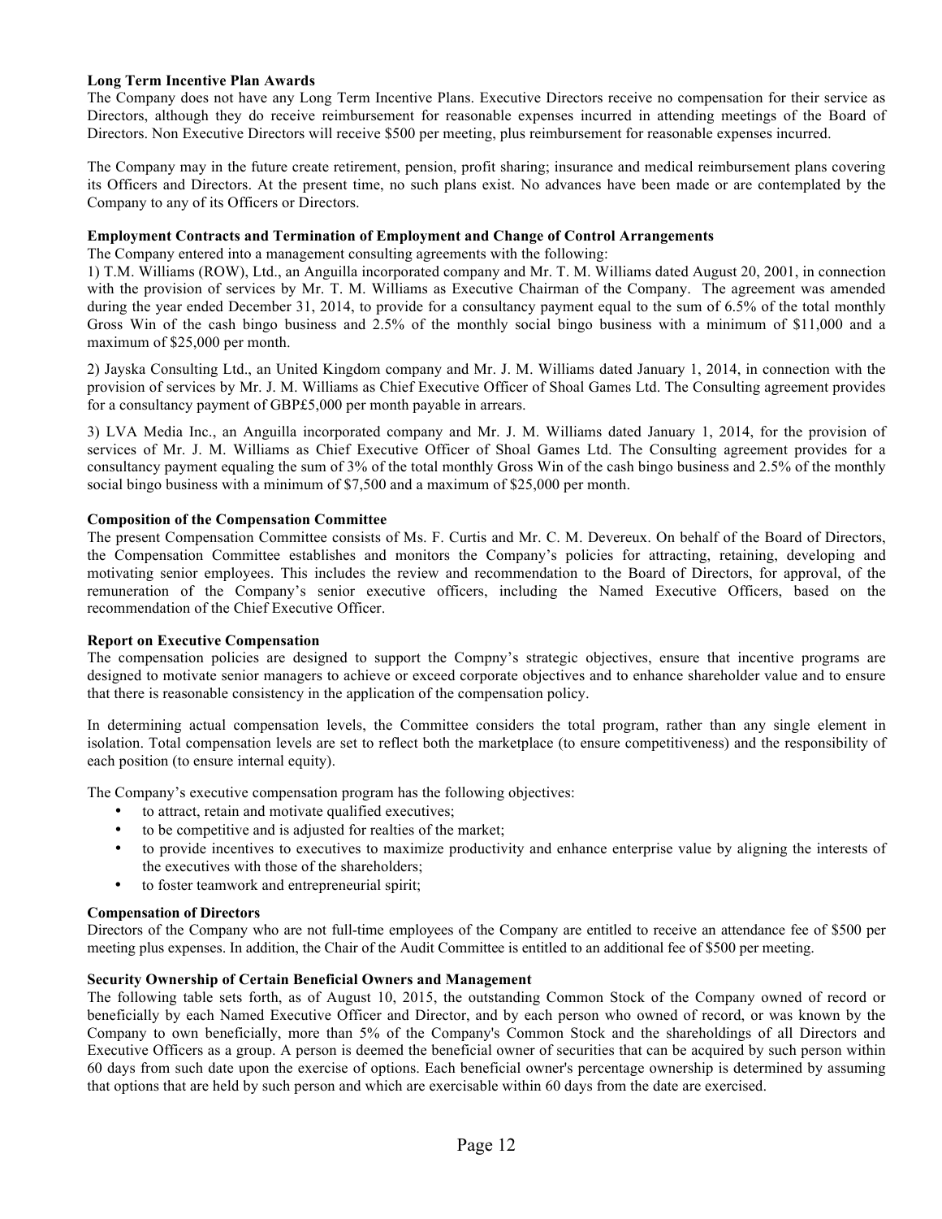**Long Term Incentive Plan Awards**

The Company does not have any Long Term Incentive Plans. Executive Directors receive no compensation for their service as Directors, although they do receive reimbursement for reasonable expenses incurred in attending meetings of the Board of Directors. Non Executive Directors will receive $500 per meeting, plus reimbursement for reasonable expenses incurred.

The Company may in the future create retirement, pension, profit sharing; insurance and medical reimbursement plans covering its Officers and Directors. At the present time, no such plans exist. No advances have been made or are contemplated by the Company to any of its Officers or Directors.

**Employment Contracts and Termination of Employment and Change of Control Arrangements**

The Company entered into a management consulting agreements with the following:

1) T.M. Williams (ROW), Ltd., an Anguilla incorporated company and Mr. T. M. Williams dated August 20, 2001, in connection with the provision of services by Mr. T. M. Williams as Executive Chairman of the Company. The agreement was amended during the year ended December 31, 2014, to provide for a consultancy payment equal to the sum of 6.5% of the total monthly Gross Win of the cash bingo business and 2.5% of the monthly social bingo business with a minimum of $11,000 and a maximum of $25,000 per month.

2) Jayska Consulting Ltd., an United Kingdom company and Mr. J. M. Williams dated January 1, 2014, in connection with the provision of services by Mr. J. M. Williams as Chief Executive Officer of Shoal Games Ltd. The Consulting agreement provides for a consultancy payment of GBP£5,000 per month payable in arrears.

3) LVA Media Inc., an Anguilla incorporated company and Mr. J. M. Williams dated January 1, 2014, for the provision of services of Mr. J. M. Williams as Chief Executive Officer of Shoal Games Ltd. The Consulting agreement provides for a consultancy payment equaling the sum of 3% of the total monthly Gross Win of the cash bingo business and 2.5% of the monthly social bingo business with a minimum of $7,500 and a maximum of $25,000 per month.

**Composition of the Compensation Committee**

The present Compensation Committee consists of Ms. F. Curtis and Mr. C. M. Devereux. On behalf of the Board of Directors, the Compensation Committee establishes and monitors the Company's policies for attracting, retaining, developing and motivating senior employees. This includes the review and recommendation to the Board of Directors, for approval, of the remuneration of the Company's senior executive officers, including the Named Executive Officers, based on the recommendation of the Chief Executive Officer.

**Report on Executive Compensation**

The compensation policies are designed to support the Compny's strategic objectives, ensure that incentive programs are designed to motivate senior managers to achieve or exceed corporate objectives and to enhance shareholder value and to ensure that there is reasonable consistency in the application of the compensation policy.

In determining actual compensation levels, the Committee considers the total program, rather than any single element in isolation. Total compensation levels are set to reflect both the marketplace (to ensure competitiveness) and the responsibility of each position (to ensure internal equity).

The Company's executive compensation program has the following objectives:

- to attract, retain and motivate qualified executives;
- to be competitive and is adjusted for realties of the market;
- to provide incentives to executives to maximize productivity and enhance enterprise value by aligning the interests of the executives with those of the shareholders;
- to foster teamwork and entrepreneurial spirit;

**Compensation of Directors**

Directors of the Company who are not full-time employees of the Company are entitled to receive an attendance fee of $500 per meeting plus expenses. In addition, the Chair of the Audit Committee is entitled to an additional fee of $500 per meeting.

**Security Ownership of Certain Beneficial Owners and Management**

The following table sets forth, as of August 10, 2015, the outstanding Common Stock of the Company owned of record or beneficially by each Named Executive Officer and Director, and by each person who owned of record, or was known by the Company to own beneficially, more than 5% of the Company's Common Stock and the shareholdings of all Directors and Executive Officers as a group. A person is deemed the beneficial owner of securities that can be acquired by such person within 60 days from such date upon the exercise of options. Each beneficial owner's percentage ownership is determined by assuming that options that are held by such person and which are exercisable within 60 days from the date are exercised.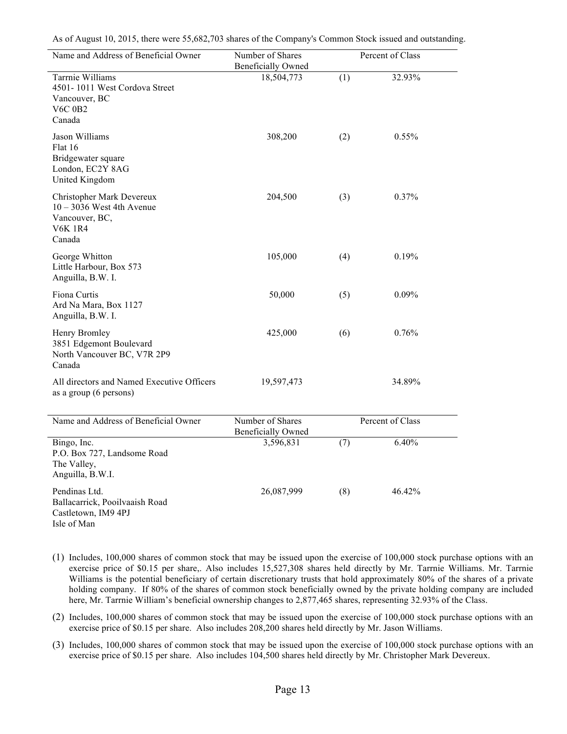As of August 10, 2015, there were 55,682,703 shares of the Company's Common Stock issued and outstanding.

| Name and Address of Beneficial Owner | Number of Shares Beneficially Owned | | Percent of Class |
|---|---|---|---|
| Tarrnie Williams<br>4501- 1011 West Cordova Street<br>Vancouver, BC<br>V6C 0B2<br>Canada | 18,504,773 | (1) | 32.93% |
| Jason Williams<br>Flat 16<br>Bridgewater square<br>London, EC2Y 8AG<br>United Kingdom | 308,200 | (2) | 0.55% |
| Christopher Mark Devereux<br>10 – 3036 West 4th Avenue<br>Vancouver, BC,<br>V6K 1R4<br>Canada | 204,500 | (3) | 0.37% |
| George Whitton<br>Little Harbour, Box 573<br>Anguilla, B.W. I. | 105,000 | (4) | 0.19% |
| Fiona Curtis<br>Ard Na Mara, Box 1127<br>Anguilla, B.W. I. | 50,000 | (5) | 0.09% |
| Henry Bromley<br>3851 Edgemont Boulevard<br>North Vancouver BC, V7R 2P9<br>Canada | 425,000 | (6) | 0.76% |
| All directors and Named Executive Officers as a group (6 persons) | 19,597,473 | | 34.89% |

| Name and Address of Beneficial Owner | Number of Shares Beneficially Owned | | Percent of Class |
|---|---|---|---|
| Bingo, Inc.<br>P.O. Box 727, Landsome Road<br>The Valley,<br>Anguilla, B.W.I. | 3,596,831 | (7) | 6.40% |
| Pendinas Ltd.<br>Ballacarrick, Pooilvaaish Road<br>Castletown, IM9 4PJ<br>Isle of Man | 26,087,999 | (8) | 46.42% |

(1) Includes, 100,000 shares of common stock that may be issued upon the exercise of 100,000 stock purchase options with an exercise price of $0.15 per share,. Also includes 15,527,308 shares held directly by Mr. Tarrnie Williams. Mr. Tarrnie Williams is the potential beneficiary of certain discretionary trusts that hold approximately 80% of the shares of a private holding company. If 80% of the shares of common stock beneficially owned by the private holding company are included here, Mr. Tarrnie William's beneficial ownership changes to 2,877,465 shares, representing 32.93% of the Class.

(2) Includes, 100,000 shares of common stock that may be issued upon the exercise of 100,000 stock purchase options with an exercise price of $0.15 per share. Also includes 208,200 shares held directly by Mr. Jason Williams.

(3) Includes, 100,000 shares of common stock that may be issued upon the exercise of 100,000 stock purchase options with an exercise price of $0.15 per share. Also includes 104,500 shares held directly by Mr. Christopher Mark Devereux.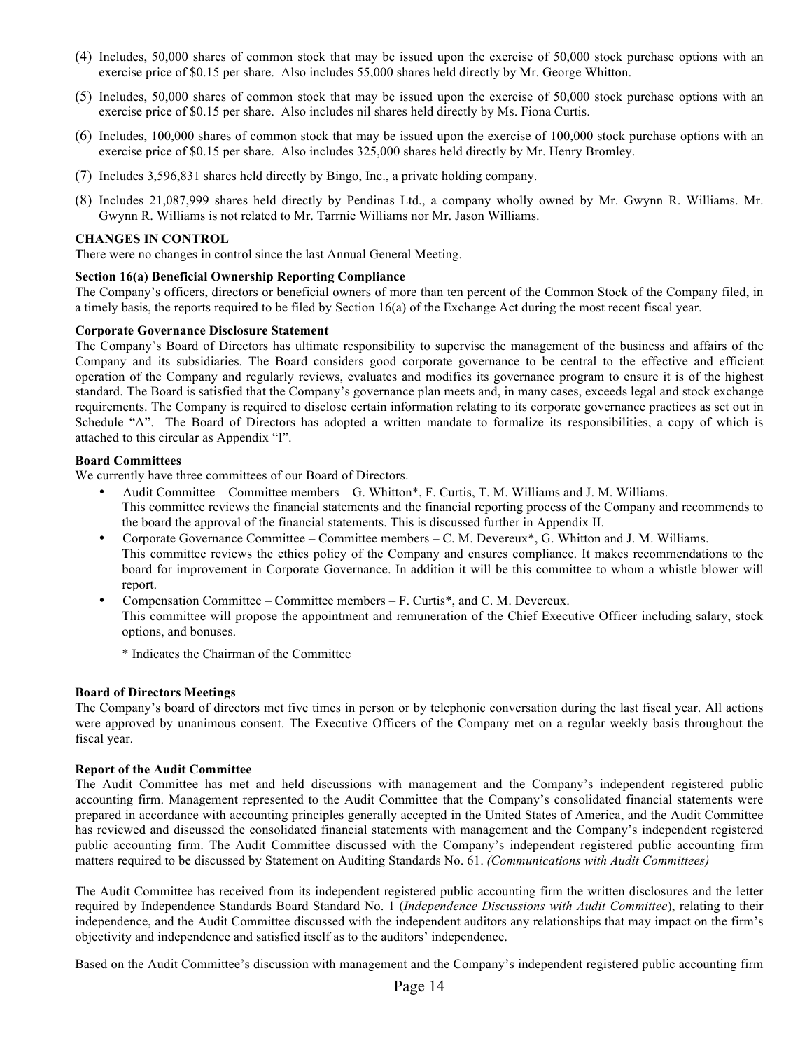(4) Includes, 50,000 shares of common stock that may be issued upon the exercise of 50,000 stock purchase options with an exercise price of $0.15 per share. Also includes 55,000 shares held directly by Mr. George Whitton.

(5) Includes, 50,000 shares of common stock that may be issued upon the exercise of 50,000 stock purchase options with an exercise price of $0.15 per share. Also includes nil shares held directly by Ms. Fiona Curtis.

(6) Includes, 100,000 shares of common stock that may be issued upon the exercise of 100,000 stock purchase options with an exercise price of $0.15 per share. Also includes 325,000 shares held directly by Mr. Henry Bromley.

(7) Includes 3,596,831 shares held directly by Bingo, Inc., a private holding company.

(8) Includes 21,087,999 shares held directly by Pendinas Ltd., a company wholly owned by Mr. Gwynn R. Williams. Mr. Gwynn R. Williams is not related to Mr. Tarrnie Williams nor Mr. Jason Williams.

**CHANGES IN CONTROL**

There were no changes in control since the last Annual General Meeting.

**Section 16(a) Beneficial Ownership Reporting Compliance**

The Company's officers, directors or beneficial owners of more than ten percent of the Common Stock of the Company filed, in a timely basis, the reports required to be filed by Section 16(a) of the Exchange Act during the most recent fiscal year.

**Corporate Governance Disclosure Statement**

The Company's Board of Directors has ultimate responsibility to supervise the management of the business and affairs of the Company and its subsidiaries. The Board considers good corporate governance to be central to the effective and efficient operation of the Company and regularly reviews, evaluates and modifies its governance program to ensure it is of the highest standard. The Board is satisfied that the Company's governance plan meets and, in many cases, exceeds legal and stock exchange requirements. The Company is required to disclose certain information relating to its corporate governance practices as set out in Schedule "A". The Board of Directors has adopted a written mandate to formalize its responsibilities, a copy of which is attached to this circular as Appendix "I".

**Board Committees**

We currently have three committees of our Board of Directors.

- Audit Committee – Committee members – G. Whitton*, F. Curtis, T. M. Williams and J. M. Williams.
  This committee reviews the financial statements and the financial reporting process of the Company and recommends to the board the approval of the financial statements. This is discussed further in Appendix II.
- Corporate Governance Committee – Committee members – C. M. Devereux*, G. Whitton and J. M. Williams.
  This committee reviews the ethics policy of the Company and ensures compliance. It makes recommendations to the board for improvement in Corporate Governance. In addition it will be this committee to whom a whistle blower will report.
- Compensation Committee – Committee members – F. Curtis*, and C. M. Devereux.
  This committee will propose the appointment and remuneration of the Chief Executive Officer including salary, stock options, and bonuses.

  * Indicates the Chairman of the Committee

**Board of Directors Meetings**

The Company's board of directors met five times in person or by telephonic conversation during the last fiscal year. All actions were approved by unanimous consent. The Executive Officers of the Company met on a regular weekly basis throughout the fiscal year.

**Report of the Audit Committee**

The Audit Committee has met and held discussions with management and the Company's independent registered public accounting firm. Management represented to the Audit Committee that the Company's consolidated financial statements were prepared in accordance with accounting principles generally accepted in the United States of America, and the Audit Committee has reviewed and discussed the consolidated financial statements with management and the Company's independent registered public accounting firm. The Audit Committee discussed with the Company's independent registered public accounting firm matters required to be discussed by Statement on Auditing Standards No. 61. *(Communications with Audit Committees)*

The Audit Committee has received from its independent registered public accounting firm the written disclosures and the letter required by Independence Standards Board Standard No. 1 (*Independence Discussions with Audit Committee*), relating to their independence, and the Audit Committee discussed with the independent auditors any relationships that may impact on the firm's objectivity and independence and satisfied itself as to the auditors' independence.

Based on the Audit Committee's discussion with management and the Company's independent registered public accounting firm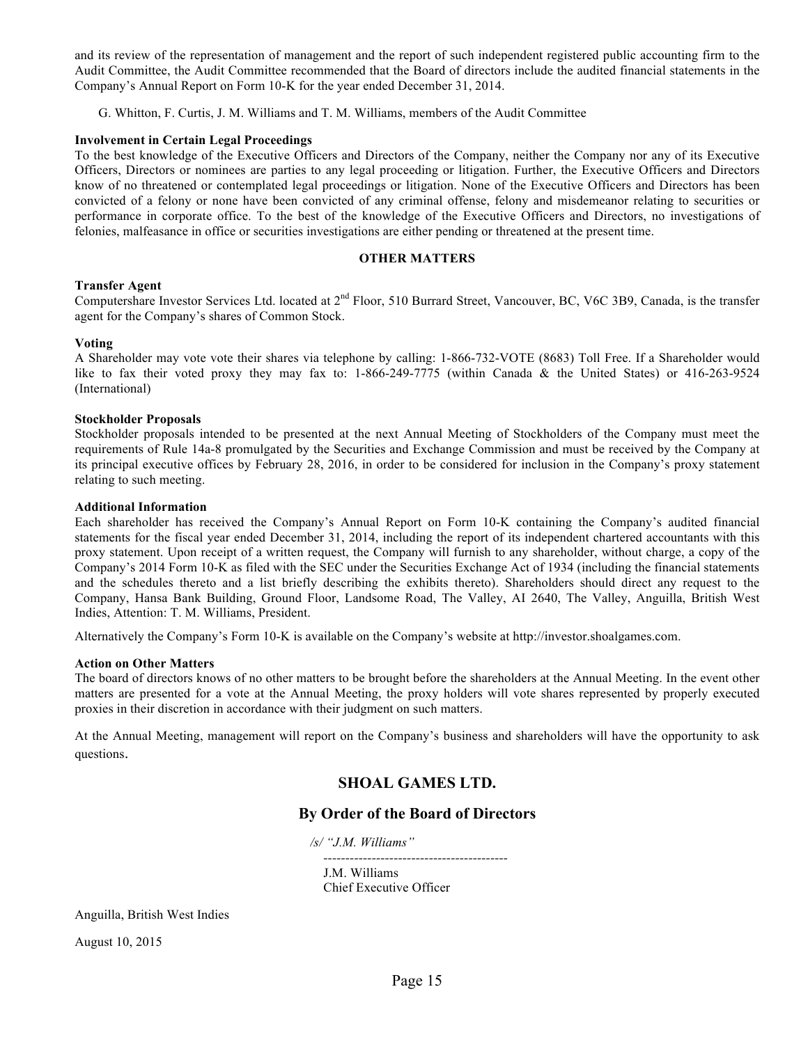and its review of the representation of management and the report of such independent registered public accounting firm to the Audit Committee, the Audit Committee recommended that the Board of directors include the audited financial statements in the Company's Annual Report on Form 10-K for the year ended December 31, 2014.

G. Whitton, F. Curtis, J. M. Williams and T. M. Williams, members of the Audit Committee

**Involvement in Certain Legal Proceedings**

To the best knowledge of the Executive Officers and Directors of the Company, neither the Company nor any of its Executive Officers, Directors or nominees are parties to any legal proceeding or litigation. Further, the Executive Officers and Directors know of no threatened or contemplated legal proceedings or litigation. None of the Executive Officers and Directors has been convicted of a felony or none have been convicted of any criminal offense, felony and misdemeanor relating to securities or performance in corporate office. To the best of the knowledge of the Executive Officers and Directors, no investigations of felonies, malfeasance in office or securities investigations are either pending or threatened at the present time.

## OTHER MATTERS

**Transfer Agent**

Computershare Investor Services Ltd. located at 2nd Floor, 510 Burrard Street, Vancouver, BC, V6C 3B9, Canada, is the transfer agent for the Company's shares of Common Stock.

**Voting**

A Shareholder may vote vote their shares via telephone by calling: 1-866-732-VOTE (8683) Toll Free. If a Shareholder would like to fax their voted proxy they may fax to: 1-866-249-7775 (within Canada & the United States) or 416-263-9524 (International)

**Stockholder Proposals**

Stockholder proposals intended to be presented at the next Annual Meeting of Stockholders of the Company must meet the requirements of Rule 14a-8 promulgated by the Securities and Exchange Commission and must be received by the Company at its principal executive offices by February 28, 2016, in order to be considered for inclusion in the Company's proxy statement relating to such meeting.

**Additional Information**

Each shareholder has received the Company's Annual Report on Form 10-K containing the Company's audited financial statements for the fiscal year ended December 31, 2014, including the report of its independent chartered accountants with this proxy statement. Upon receipt of a written request, the Company will furnish to any shareholder, without charge, a copy of the Company's 2014 Form 10-K as filed with the SEC under the Securities Exchange Act of 1934 (including the financial statements and the schedules thereto and a list briefly describing the exhibits thereto). Shareholders should direct any request to the Company, Hansa Bank Building, Ground Floor, Landsome Road, The Valley, AI 2640, The Valley, Anguilla, British West Indies, Attention: T. M. Williams, President.

Alternatively the Company's Form 10-K is available on the Company's website at http://investor.shoalgames.com.

**Action on Other Matters**

The board of directors knows of no other matters to be brought before the shareholders at the Annual Meeting. In the event other matters are presented for a vote at the Annual Meeting, the proxy holders will vote shares represented by properly executed proxies in their discretion in accordance with their judgment on such matters.

At the Annual Meeting, management will report on the Company's business and shareholders will have the opportunity to ask questions.

## SHOAL GAMES LTD.

## By Order of the Board of Directors

*/s/ "J.M. Williams"*

------------------------------------------

J.M. Williams
Chief Executive Officer

Anguilla, British West Indies

August 10, 2015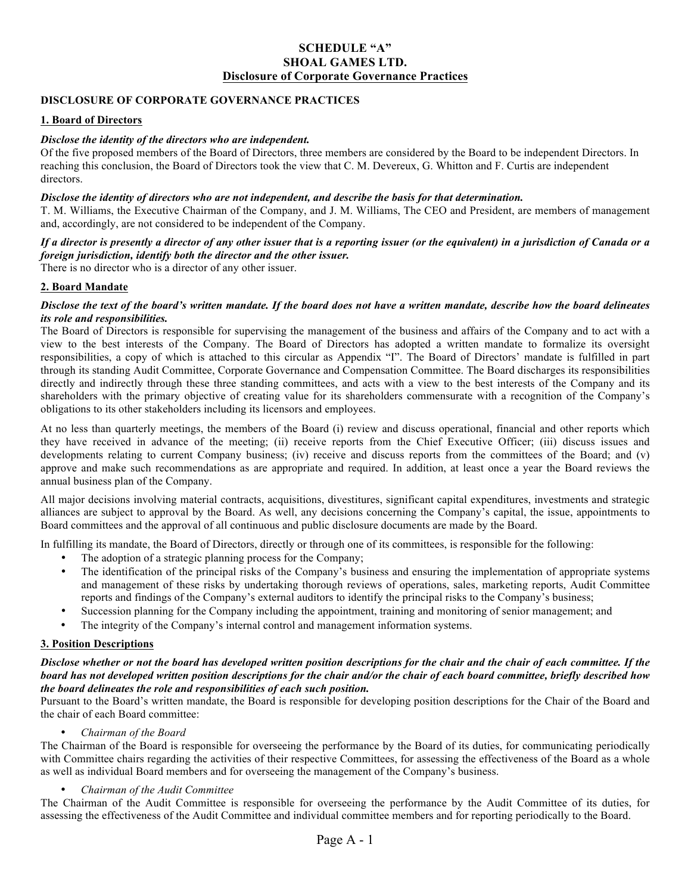# SCHEDULE "A"
# SHOAL GAMES LTD.
## Disclosure of Corporate Governance Practices

### DISCLOSURE OF CORPORATE GOVERNANCE PRACTICES

#### 1. Board of Directors

***Disclose the identity of the directors who are independent.***

Of the five proposed members of the Board of Directors, three members are considered by the Board to be independent Directors. In reaching this conclusion, the Board of Directors took the view that C. M. Devereux, G. Whitton and F. Curtis are independent directors.

***Disclose the identity of directors who are not independent, and describe the basis for that determination.***

T. M. Williams, the Executive Chairman of the Company, and J. M. Williams, The CEO and President, are members of management and, accordingly, are not considered to be independent of the Company.

***If a director is presently a director of any other issuer that is a reporting issuer (or the equivalent) in a jurisdiction of Canada or a foreign jurisdiction, identify both the director and the other issuer.***

There is no director who is a director of any other issuer.

#### 2. Board Mandate

***Disclose the text of the board's written mandate. If the board does not have a written mandate, describe how the board delineates its role and responsibilities.***

The Board of Directors is responsible for supervising the management of the business and affairs of the Company and to act with a view to the best interests of the Company. The Board of Directors has adopted a written mandate to formalize its oversight responsibilities, a copy of which is attached to this circular as Appendix "I". The Board of Directors' mandate is fulfilled in part through its standing Audit Committee, Corporate Governance and Compensation Committee. The Board discharges its responsibilities directly and indirectly through these three standing committees, and acts with a view to the best interests of the Company and its shareholders with the primary objective of creating value for its shareholders commensurate with a recognition of the Company's obligations to its other stakeholders including its licensors and employees.

At no less than quarterly meetings, the members of the Board (i) review and discuss operational, financial and other reports which they have received in advance of the meeting; (ii) receive reports from the Chief Executive Officer; (iii) discuss issues and developments relating to current Company business; (iv) receive and discuss reports from the committees of the Board; and (v) approve and make such recommendations as are appropriate and required. In addition, at least once a year the Board reviews the annual business plan of the Company.

All major decisions involving material contracts, acquisitions, divestitures, significant capital expenditures, investments and strategic alliances are subject to approval by the Board. As well, any decisions concerning the Company's capital, the issue, appointments to Board committees and the approval of all continuous and public disclosure documents are made by the Board.

In fulfilling its mandate, the Board of Directors, directly or through one of its committees, is responsible for the following:

- The adoption of a strategic planning process for the Company;
- The identification of the principal risks of the Company's business and ensuring the implementation of appropriate systems and management of these risks by undertaking thorough reviews of operations, sales, marketing reports, Audit Committee reports and findings of the Company's external auditors to identify the principal risks to the Company's business;
- Succession planning for the Company including the appointment, training and monitoring of senior management; and
- The integrity of the Company's internal control and management information systems.

#### 3. Position Descriptions

***Disclose whether or not the board has developed written position descriptions for the chair and the chair of each committee. If the board has not developed written position descriptions for the chair and/or the chair of each board committee, briefly described how the board delineates the role and responsibilities of each such position.***

Pursuant to the Board's written mandate, the Board is responsible for developing position descriptions for the Chair of the Board and the chair of each Board committee:

- *Chairman of the Board*

The Chairman of the Board is responsible for overseeing the performance by the Board of its duties, for communicating periodically with Committee chairs regarding the activities of their respective Committees, for assessing the effectiveness of the Board as a whole as well as individual Board members and for overseeing the management of the Company's business.

- *Chairman of the Audit Committee*

The Chairman of the Audit Committee is responsible for overseeing the performance by the Audit Committee of its duties, for assessing the effectiveness of the Audit Committee and individual committee members and for reporting periodically to the Board.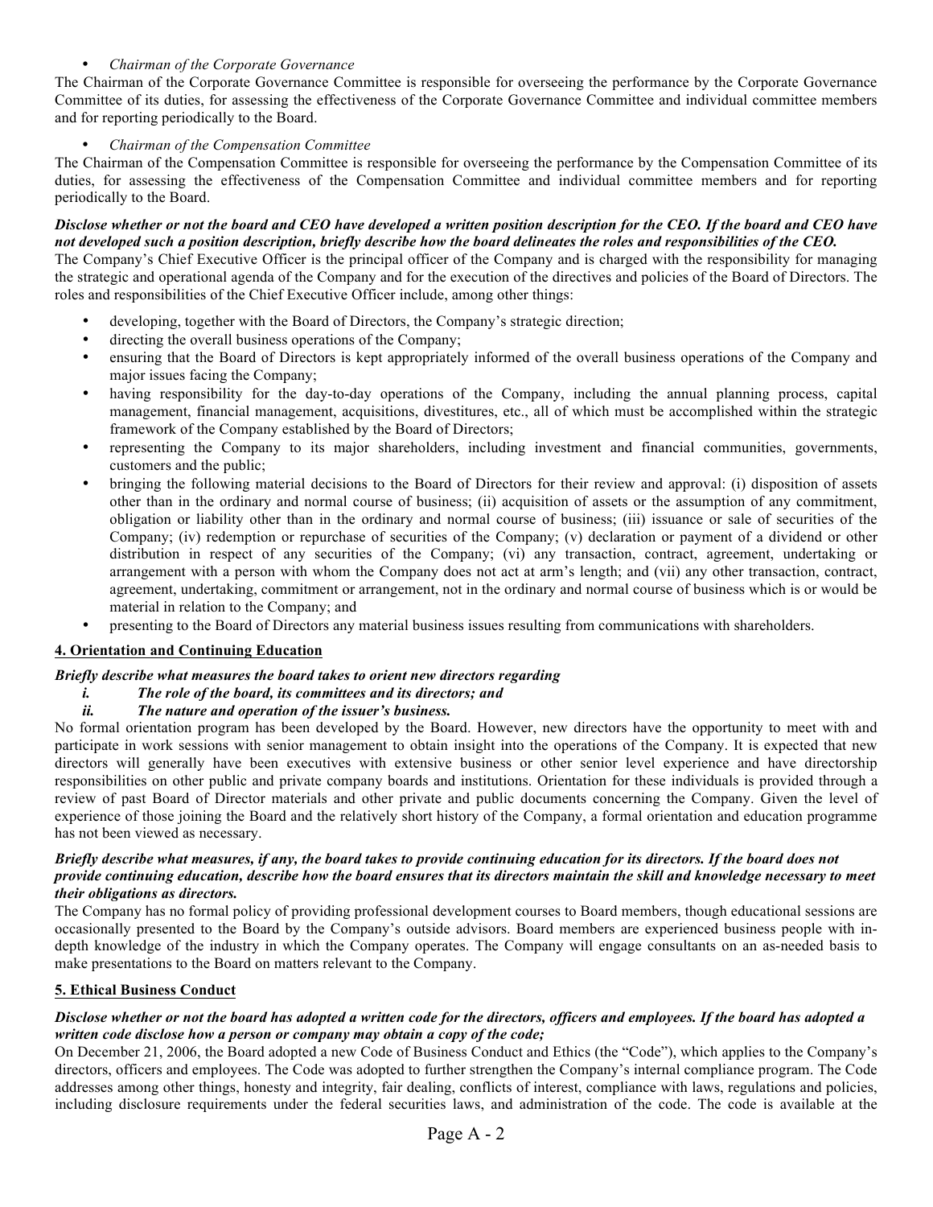- *Chairman of the Corporate Governance*

The Chairman of the Corporate Governance Committee is responsible for overseeing the performance by the Corporate Governance Committee of its duties, for assessing the effectiveness of the Corporate Governance Committee and individual committee members and for reporting periodically to the Board.

- *Chairman of the Compensation Committee*

The Chairman of the Compensation Committee is responsible for overseeing the performance by the Compensation Committee of its duties, for assessing the effectiveness of the Compensation Committee and individual committee members and for reporting periodically to the Board.

***Disclose whether or not the board and CEO have developed a written position description for the CEO. If the board and CEO have not developed such a position description, briefly describe how the board delineates the roles and responsibilities of the CEO.***

The Company's Chief Executive Officer is the principal officer of the Company and is charged with the responsibility for managing the strategic and operational agenda of the Company and for the execution of the directives and policies of the Board of Directors. The roles and responsibilities of the Chief Executive Officer include, among other things:

- developing, together with the Board of Directors, the Company's strategic direction;
- directing the overall business operations of the Company;
- ensuring that the Board of Directors is kept appropriately informed of the overall business operations of the Company and major issues facing the Company;
- having responsibility for the day-to-day operations of the Company, including the annual planning process, capital management, financial management, acquisitions, divestitures, etc., all of which must be accomplished within the strategic framework of the Company established by the Board of Directors;
- representing the Company to its major shareholders, including investment and financial communities, governments, customers and the public;
- bringing the following material decisions to the Board of Directors for their review and approval: (i) disposition of assets other than in the ordinary and normal course of business; (ii) acquisition of assets or the assumption of any commitment, obligation or liability other than in the ordinary and normal course of business; (iii) issuance or sale of securities of the Company; (iv) redemption or repurchase of securities of the Company; (v) declaration or payment of a dividend or other distribution in respect of any securities of the Company; (vi) any transaction, contract, agreement, undertaking or arrangement with a person with whom the Company does not act at arm's length; and (vii) any other transaction, contract, agreement, undertaking, commitment or arrangement, not in the ordinary and normal course of business which is or would be material in relation to the Company; and
- presenting to the Board of Directors any material business issues resulting from communications with shareholders.

## 4. Orientation and Continuing Education

***Briefly describe what measures the board takes to orient new directors regarding***

***i. The role of the board, its committees and its directors; and***

***ii. The nature and operation of the issuer's business.***

No formal orientation program has been developed by the Board. However, new directors have the opportunity to meet with and participate in work sessions with senior management to obtain insight into the operations of the Company. It is expected that new directors will generally have been executives with extensive business or other senior level experience and have directorship responsibilities on other public and private company boards and institutions. Orientation for these individuals is provided through a review of past Board of Director materials and other private and public documents concerning the Company. Given the level of experience of those joining the Board and the relatively short history of the Company, a formal orientation and education programme has not been viewed as necessary.

***Briefly describe what measures, if any, the board takes to provide continuing education for its directors. If the board does not provide continuing education, describe how the board ensures that its directors maintain the skill and knowledge necessary to meet their obligations as directors.***

The Company has no formal policy of providing professional development courses to Board members, though educational sessions are occasionally presented to the Board by the Company's outside advisors. Board members are experienced business people with in-depth knowledge of the industry in which the Company operates. The Company will engage consultants on an as-needed basis to make presentations to the Board on matters relevant to the Company.

## 5. Ethical Business Conduct

***Disclose whether or not the board has adopted a written code for the directors, officers and employees. If the board has adopted a written code disclose how a person or company may obtain a copy of the code;***

On December 21, 2006, the Board adopted a new Code of Business Conduct and Ethics (the "Code"), which applies to the Company's directors, officers and employees. The Code was adopted to further strengthen the Company's internal compliance program. The Code addresses among other things, honesty and integrity, fair dealing, conflicts of interest, compliance with laws, regulations and policies, including disclosure requirements under the federal securities laws, and administration of the code. The code is available at the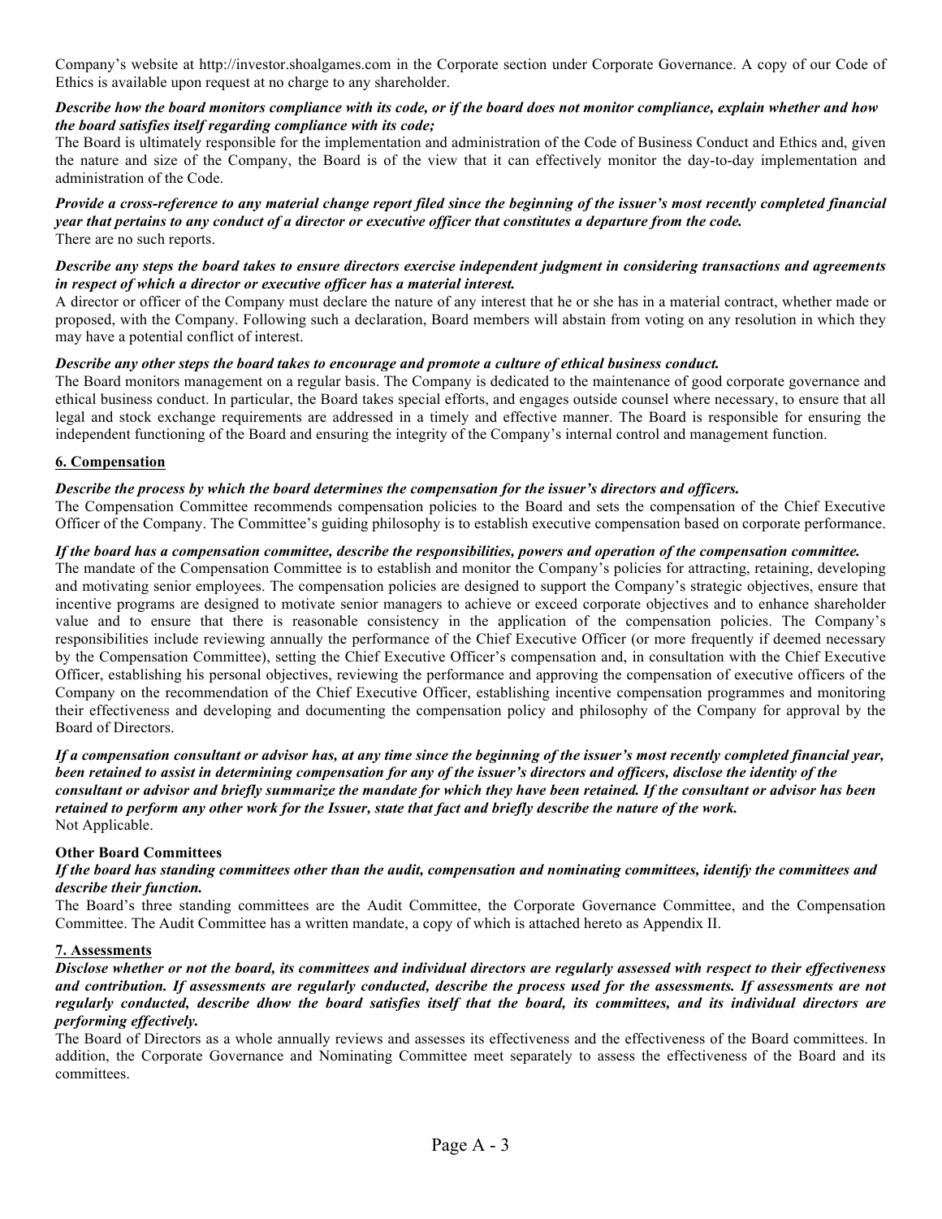Company's website at http://investor.shoalgames.com in the Corporate section under Corporate Governance. A copy of our Code of Ethics is available upon request at no charge to any shareholder.

***Describe how the board monitors compliance with its code, or if the board does not monitor compliance, explain whether and how the board satisfies itself regarding compliance with its code;***

The Board is ultimately responsible for the implementation and administration of the Code of Business Conduct and Ethics and, given the nature and size of the Company, the Board is of the view that it can effectively monitor the day-to-day implementation and administration of the Code.

***Provide a cross-reference to any material change report filed since the beginning of the issuer's most recently completed financial year that pertains to any conduct of a director or executive officer that constitutes a departure from the code.***

There are no such reports.

***Describe any steps the board takes to ensure directors exercise independent judgment in considering transactions and agreements in respect of which a director or executive officer has a material interest.***

A director or officer of the Company must declare the nature of any interest that he or she has in a material contract, whether made or proposed, with the Company. Following such a declaration, Board members will abstain from voting on any resolution in which they may have a potential conflict of interest.

***Describe any other steps the board takes to encourage and promote a culture of ethical business conduct.***

The Board monitors management on a regular basis. The Company is dedicated to the maintenance of good corporate governance and ethical business conduct. In particular, the Board takes special efforts, and engages outside counsel where necessary, to ensure that all legal and stock exchange requirements are addressed in a timely and effective manner. The Board is responsible for ensuring the independent functioning of the Board and ensuring the integrity of the Company's internal control and management function.

**6. Compensation**

***Describe the process by which the board determines the compensation for the issuer's directors and officers.***

The Compensation Committee recommends compensation policies to the Board and sets the compensation of the Chief Executive Officer of the Company. The Committee's guiding philosophy is to establish executive compensation based on corporate performance.

***If the board has a compensation committee, describe the responsibilities, powers and operation of the compensation committee.***

The mandate of the Compensation Committee is to establish and monitor the Company's policies for attracting, retaining, developing and motivating senior employees. The compensation policies are designed to support the Company's strategic objectives, ensure that incentive programs are designed to motivate senior managers to achieve or exceed corporate objectives and to enhance shareholder value and to ensure that there is reasonable consistency in the application of the compensation policies. The Company's responsibilities include reviewing annually the performance of the Chief Executive Officer (or more frequently if deemed necessary by the Compensation Committee), setting the Chief Executive Officer's compensation and, in consultation with the Chief Executive Officer, establishing his personal objectives, reviewing the performance and approving the compensation of executive officers of the Company on the recommendation of the Chief Executive Officer, establishing incentive compensation programmes and monitoring their effectiveness and developing and documenting the compensation policy and philosophy of the Company for approval by the Board of Directors.

***If a compensation consultant or advisor has, at any time since the beginning of the issuer's most recently completed financial year, been retained to assist in determining compensation for any of the issuer's directors and officers, disclose the identity of the consultant or advisor and briefly summarize the mandate for which they have been retained. If the consultant or advisor has been retained to perform any other work for the Issuer, state that fact and briefly describe the nature of the work.***

Not Applicable.

**Other Board Committees**

***If the board has standing committees other than the audit, compensation and nominating committees, identify the committees and describe their function.***

The Board's three standing committees are the Audit Committee, the Corporate Governance Committee, and the Compensation Committee. The Audit Committee has a written mandate, a copy of which is attached hereto as Appendix II.

**7. Assessments**

***Disclose whether or not the board, its committees and individual directors are regularly assessed with respect to their effectiveness and contribution. If assessments are regularly conducted, describe the process used for the assessments. If assessments are not regularly conducted, describe dhow the board satisfies itself that the board, its committees, and its individual directors are performing effectively.***

The Board of Directors as a whole annually reviews and assesses its effectiveness and the effectiveness of the Board committees. In addition, the Corporate Governance and Nominating Committee meet separately to assess the effectiveness of the Board and its committees.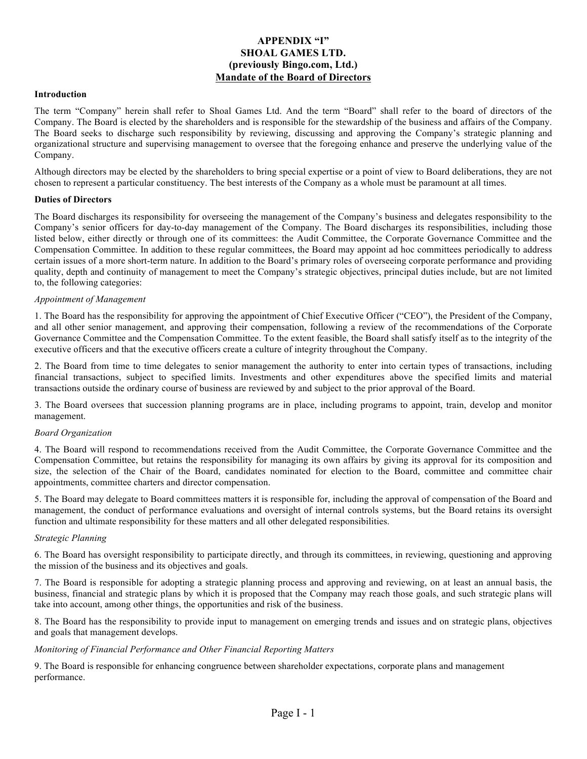# APPENDIX "I"
# SHOAL GAMES LTD.
# (previously Bingo.com, Ltd.)
## Mandate of the Board of Directors

**Introduction**

The term "Company" herein shall refer to Shoal Games Ltd. And the term "Board" shall refer to the board of directors of the Company. The Board is elected by the shareholders and is responsible for the stewardship of the business and affairs of the Company. The Board seeks to discharge such responsibility by reviewing, discussing and approving the Company's strategic planning and organizational structure and supervising management to oversee that the foregoing enhance and preserve the underlying value of the Company.

Although directors may be elected by the shareholders to bring special expertise or a point of view to Board deliberations, they are not chosen to represent a particular constituency. The best interests of the Company as a whole must be paramount at all times.

**Duties of Directors**

The Board discharges its responsibility for overseeing the management of the Company's business and delegates responsibility to the Company's senior officers for day-to-day management of the Company. The Board discharges its responsibilities, including those listed below, either directly or through one of its committees: the Audit Committee, the Corporate Governance Committee and the Compensation Committee. In addition to these regular committees, the Board may appoint ad hoc committees periodically to address certain issues of a more short-term nature. In addition to the Board's primary roles of overseeing corporate performance and providing quality, depth and continuity of management to meet the Company's strategic objectives, principal duties include, but are not limited to, the following categories:

*Appointment of Management*

1. The Board has the responsibility for approving the appointment of Chief Executive Officer ("CEO"), the President of the Company, and all other senior management, and approving their compensation, following a review of the recommendations of the Corporate Governance Committee and the Compensation Committee. To the extent feasible, the Board shall satisfy itself as to the integrity of the executive officers and that the executive officers create a culture of integrity throughout the Company.

2. The Board from time to time delegates to senior management the authority to enter into certain types of transactions, including financial transactions, subject to specified limits. Investments and other expenditures above the specified limits and material transactions outside the ordinary course of business are reviewed by and subject to the prior approval of the Board.

3. The Board oversees that succession planning programs are in place, including programs to appoint, train, develop and monitor management.

*Board Organization*

4. The Board will respond to recommendations received from the Audit Committee, the Corporate Governance Committee and the Compensation Committee, but retains the responsibility for managing its own affairs by giving its approval for its composition and size, the selection of the Chair of the Board, candidates nominated for election to the Board, committee and committee chair appointments, committee charters and director compensation.

5. The Board may delegate to Board committees matters it is responsible for, including the approval of compensation of the Board and management, the conduct of performance evaluations and oversight of internal controls systems, but the Board retains its oversight function and ultimate responsibility for these matters and all other delegated responsibilities.

*Strategic Planning*

6. The Board has oversight responsibility to participate directly, and through its committees, in reviewing, questioning and approving the mission of the business and its objectives and goals.

7. The Board is responsible for adopting a strategic planning process and approving and reviewing, on at least an annual basis, the business, financial and strategic plans by which it is proposed that the Company may reach those goals, and such strategic plans will take into account, among other things, the opportunities and risk of the business.

8. The Board has the responsibility to provide input to management on emerging trends and issues and on strategic plans, objectives and goals that management develops.

*Monitoring of Financial Performance and Other Financial Reporting Matters*

9. The Board is responsible for enhancing congruence between shareholder expectations, corporate plans and management performance.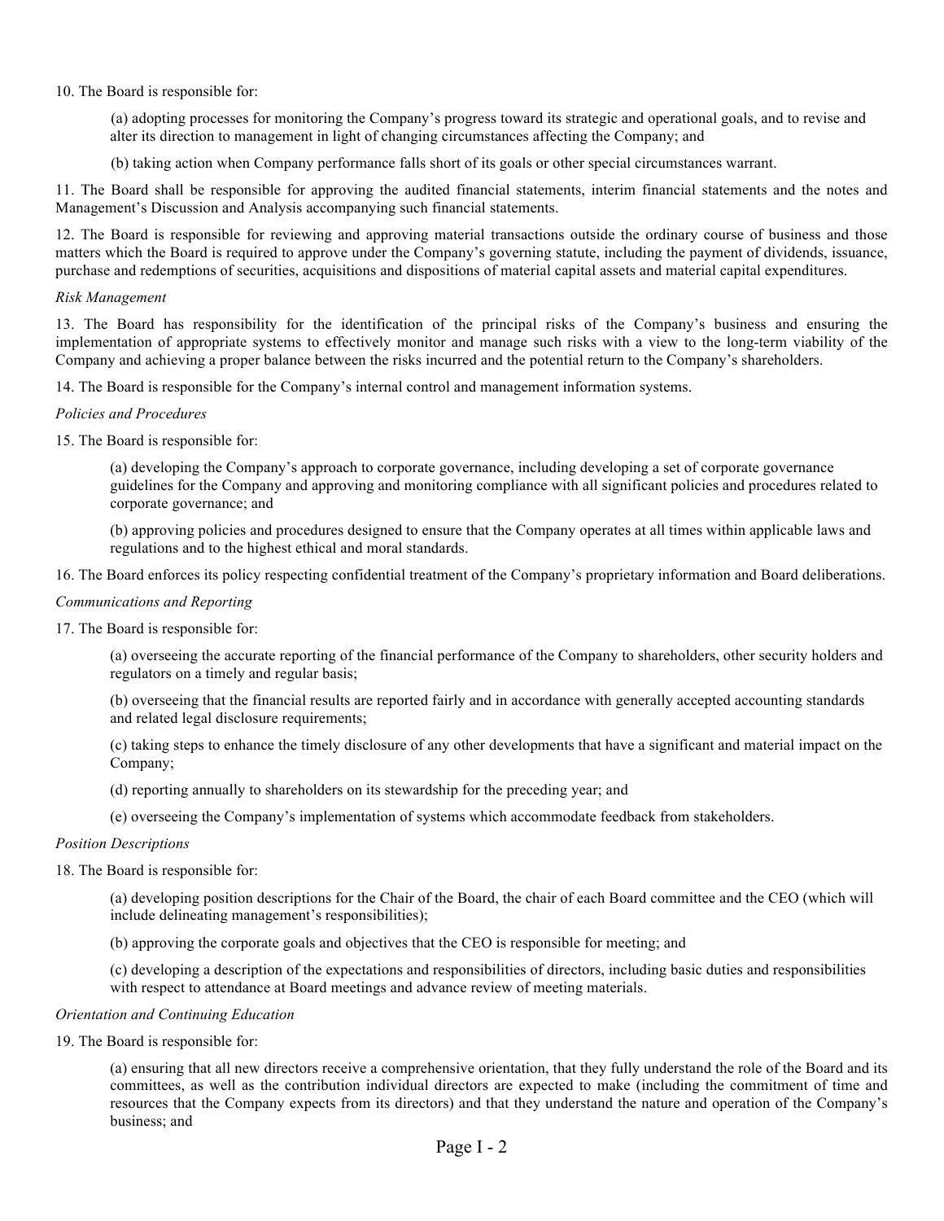10. The Board is responsible for:

(a) adopting processes for monitoring the Company's progress toward its strategic and operational goals, and to revise and alter its direction to management in light of changing circumstances affecting the Company; and

(b) taking action when Company performance falls short of its goals or other special circumstances warrant.

11. The Board shall be responsible for approving the audited financial statements, interim financial statements and the notes and Management's Discussion and Analysis accompanying such financial statements.

12. The Board is responsible for reviewing and approving material transactions outside the ordinary course of business and those matters which the Board is required to approve under the Company's governing statute, including the payment of dividends, issuance, purchase and redemptions of securities, acquisitions and dispositions of material capital assets and material capital expenditures.

*Risk Management*

13. The Board has responsibility for the identification of the principal risks of the Company's business and ensuring the implementation of appropriate systems to effectively monitor and manage such risks with a view to the long-term viability of the Company and achieving a proper balance between the risks incurred and the potential return to the Company's shareholders.

14. The Board is responsible for the Company's internal control and management information systems.

*Policies and Procedures*

15. The Board is responsible for:

(a) developing the Company's approach to corporate governance, including developing a set of corporate governance guidelines for the Company and approving and monitoring compliance with all significant policies and procedures related to corporate governance; and

(b) approving policies and procedures designed to ensure that the Company operates at all times within applicable laws and regulations and to the highest ethical and moral standards.

16. The Board enforces its policy respecting confidential treatment of the Company's proprietary information and Board deliberations.

*Communications and Reporting*

17. The Board is responsible for:

(a) overseeing the accurate reporting of the financial performance of the Company to shareholders, other security holders and regulators on a timely and regular basis;

(b) overseeing that the financial results are reported fairly and in accordance with generally accepted accounting standards and related legal disclosure requirements;

(c) taking steps to enhance the timely disclosure of any other developments that have a significant and material impact on the Company;

(d) reporting annually to shareholders on its stewardship for the preceding year; and

(e) overseeing the Company's implementation of systems which accommodate feedback from stakeholders.

*Position Descriptions*

18. The Board is responsible for:

(a) developing position descriptions for the Chair of the Board, the chair of each Board committee and the CEO (which will include delineating management's responsibilities);

(b) approving the corporate goals and objectives that the CEO is responsible for meeting; and

(c) developing a description of the expectations and responsibilities of directors, including basic duties and responsibilities with respect to attendance at Board meetings and advance review of meeting materials.

*Orientation and Continuing Education*

19. The Board is responsible for:

(a) ensuring that all new directors receive a comprehensive orientation, that they fully understand the role of the Board and its committees, as well as the contribution individual directors are expected to make (including the commitment of time and resources that the Company expects from its directors) and that they understand the nature and operation of the Company's business; and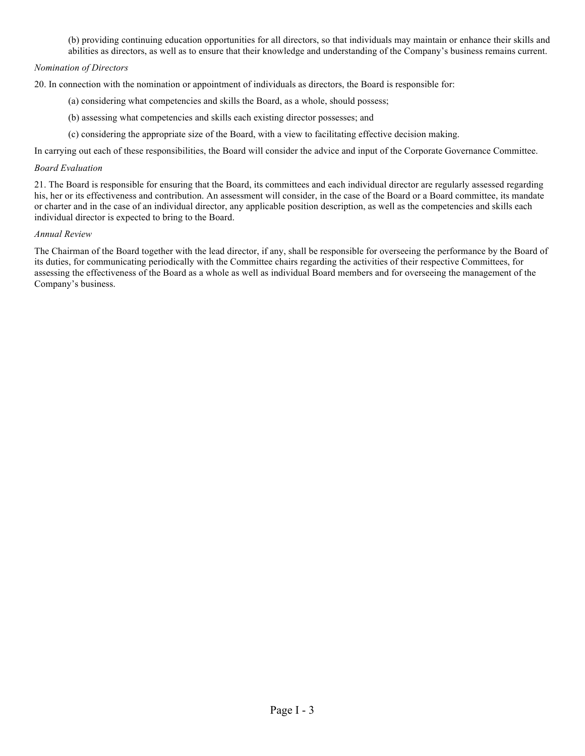(b) providing continuing education opportunities for all directors, so that individuals may maintain or enhance their skills and abilities as directors, as well as to ensure that their knowledge and understanding of the Company's business remains current.

*Nomination of Directors*

20. In connection with the nomination or appointment of individuals as directors, the Board is responsible for:

(a) considering what competencies and skills the Board, as a whole, should possess;

(b) assessing what competencies and skills each existing director possesses; and

(c) considering the appropriate size of the Board, with a view to facilitating effective decision making.

In carrying out each of these responsibilities, the Board will consider the advice and input of the Corporate Governance Committee.

*Board Evaluation*

21. The Board is responsible for ensuring that the Board, its committees and each individual director are regularly assessed regarding his, her or its effectiveness and contribution. An assessment will consider, in the case of the Board or a Board committee, its mandate or charter and in the case of an individual director, any applicable position description, as well as the competencies and skills each individual director is expected to bring to the Board.

*Annual Review*

The Chairman of the Board together with the lead director, if any, shall be responsible for overseeing the performance by the Board of its duties, for communicating periodically with the Committee chairs regarding the activities of their respective Committees, for assessing the effectiveness of the Board as a whole as well as individual Board members and for overseeing the management of the Company's business.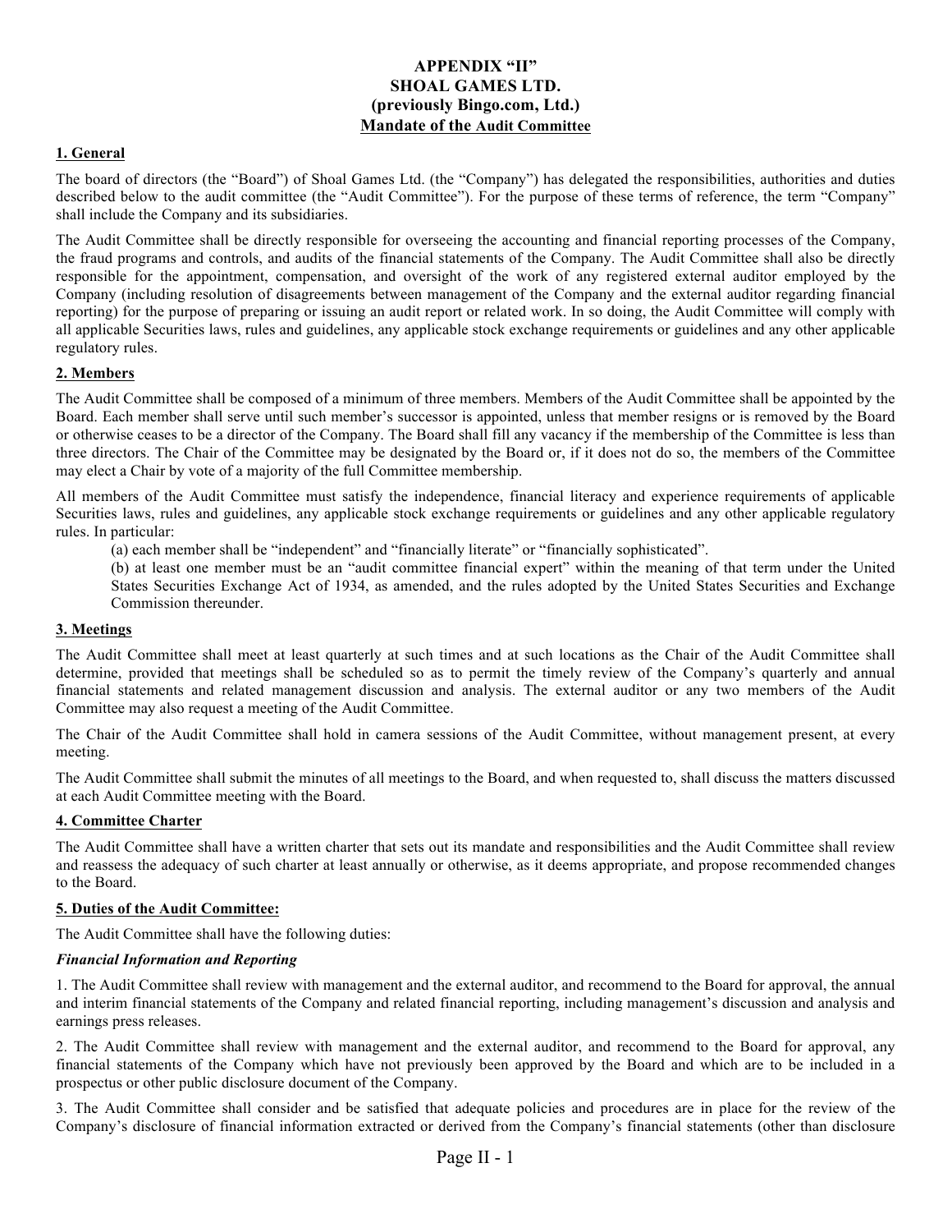# APPENDIX "II"
# SHOAL GAMES LTD.
# (previously Bingo.com, Ltd.)
# Mandate of the Audit Committee

## 1. General

The board of directors (the "Board") of Shoal Games Ltd. (the "Company") has delegated the responsibilities, authorities and duties described below to the audit committee (the "Audit Committee"). For the purpose of these terms of reference, the term "Company" shall include the Company and its subsidiaries.

The Audit Committee shall be directly responsible for overseeing the accounting and financial reporting processes of the Company, the fraud programs and controls, and audits of the financial statements of the Company. The Audit Committee shall also be directly responsible for the appointment, compensation, and oversight of the work of any registered external auditor employed by the Company (including resolution of disagreements between management of the Company and the external auditor regarding financial reporting) for the purpose of preparing or issuing an audit report or related work. In so doing, the Audit Committee will comply with all applicable Securities laws, rules and guidelines, any applicable stock exchange requirements or guidelines and any other applicable regulatory rules.

## 2. Members

The Audit Committee shall be composed of a minimum of three members. Members of the Audit Committee shall be appointed by the Board. Each member shall serve until such member's successor is appointed, unless that member resigns or is removed by the Board or otherwise ceases to be a director of the Company. The Board shall fill any vacancy if the membership of the Committee is less than three directors. The Chair of the Committee may be designated by the Board or, if it does not do so, the members of the Committee may elect a Chair by vote of a majority of the full Committee membership.

All members of the Audit Committee must satisfy the independence, financial literacy and experience requirements of applicable Securities laws, rules and guidelines, any applicable stock exchange requirements or guidelines and any other applicable regulatory rules. In particular:

(a) each member shall be "independent" and "financially literate" or "financially sophisticated".

(b) at least one member must be an "audit committee financial expert" within the meaning of that term under the United States Securities Exchange Act of 1934, as amended, and the rules adopted by the United States Securities and Exchange Commission thereunder.

## 3. Meetings

The Audit Committee shall meet at least quarterly at such times and at such locations as the Chair of the Audit Committee shall determine, provided that meetings shall be scheduled so as to permit the timely review of the Company's quarterly and annual financial statements and related management discussion and analysis. The external auditor or any two members of the Audit Committee may also request a meeting of the Audit Committee.

The Chair of the Audit Committee shall hold in camera sessions of the Audit Committee, without management present, at every meeting.

The Audit Committee shall submit the minutes of all meetings to the Board, and when requested to, shall discuss the matters discussed at each Audit Committee meeting with the Board.

## 4. Committee Charter

The Audit Committee shall have a written charter that sets out its mandate and responsibilities and the Audit Committee shall review and reassess the adequacy of such charter at least annually or otherwise, as it deems appropriate, and propose recommended changes to the Board.

## 5. Duties of the Audit Committee:

The Audit Committee shall have the following duties:

***Financial Information and Reporting***

1. The Audit Committee shall review with management and the external auditor, and recommend to the Board for approval, the annual and interim financial statements of the Company and related financial reporting, including management's discussion and analysis and earnings press releases.

2. The Audit Committee shall review with management and the external auditor, and recommend to the Board for approval, any financial statements of the Company which have not previously been approved by the Board and which are to be included in a prospectus or other public disclosure document of the Company.

3. The Audit Committee shall consider and be satisfied that adequate policies and procedures are in place for the review of the Company's disclosure of financial information extracted or derived from the Company's financial statements (other than disclosure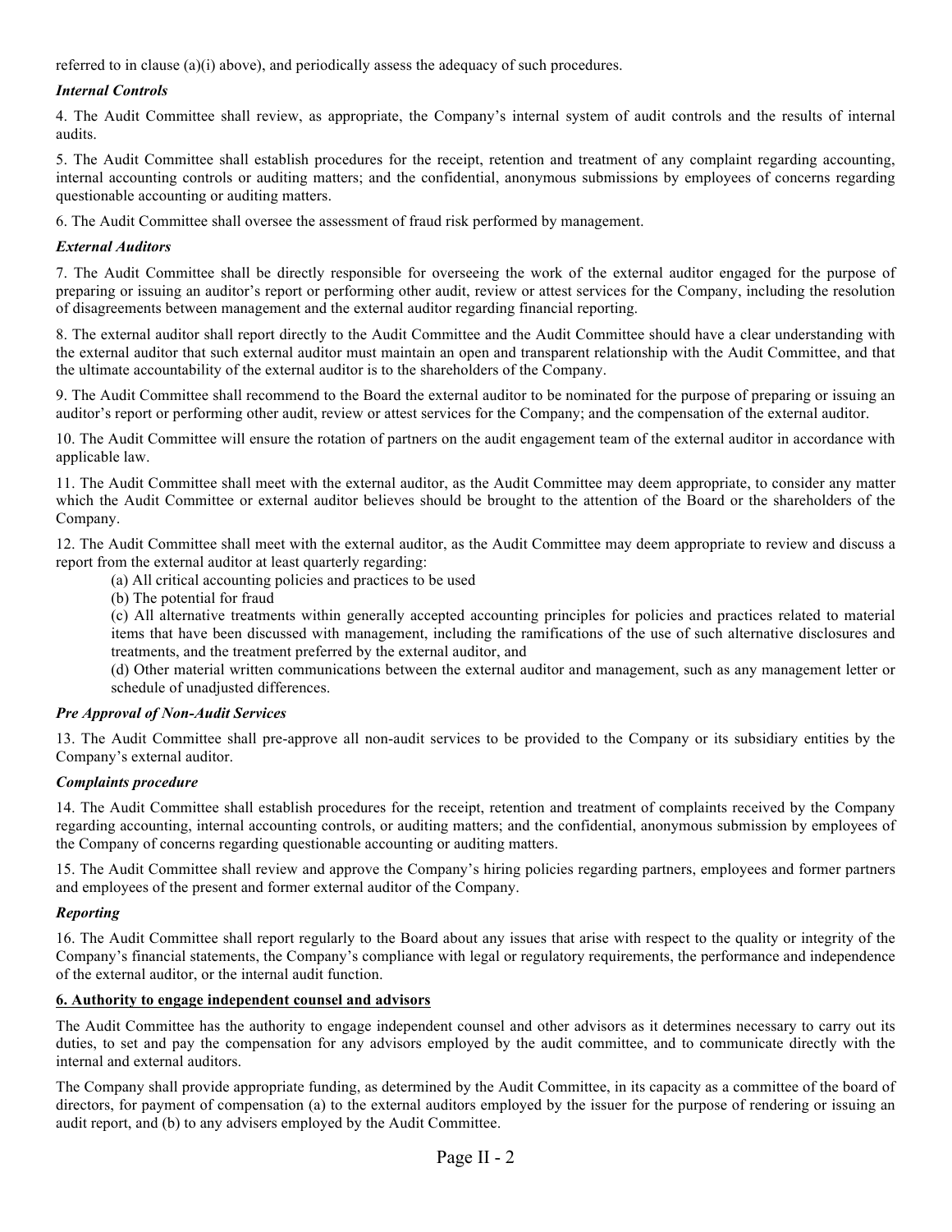referred to in clause (a)(i) above), and periodically assess the adequacy of such procedures.

***Internal Controls***

4. The Audit Committee shall review, as appropriate, the Company's internal system of audit controls and the results of internal audits.

5. The Audit Committee shall establish procedures for the receipt, retention and treatment of any complaint regarding accounting, internal accounting controls or auditing matters; and the confidential, anonymous submissions by employees of concerns regarding questionable accounting or auditing matters.

6. The Audit Committee shall oversee the assessment of fraud risk performed by management.

***External Auditors***

7. The Audit Committee shall be directly responsible for overseeing the work of the external auditor engaged for the purpose of preparing or issuing an auditor's report or performing other audit, review or attest services for the Company, including the resolution of disagreements between management and the external auditor regarding financial reporting.

8. The external auditor shall report directly to the Audit Committee and the Audit Committee should have a clear understanding with the external auditor that such external auditor must maintain an open and transparent relationship with the Audit Committee, and that the ultimate accountability of the external auditor is to the shareholders of the Company.

9. The Audit Committee shall recommend to the Board the external auditor to be nominated for the purpose of preparing or issuing an auditor's report or performing other audit, review or attest services for the Company; and the compensation of the external auditor.

10. The Audit Committee will ensure the rotation of partners on the audit engagement team of the external auditor in accordance with applicable law.

11. The Audit Committee shall meet with the external auditor, as the Audit Committee may deem appropriate, to consider any matter which the Audit Committee or external auditor believes should be brought to the attention of the Board or the shareholders of the Company.

12. The Audit Committee shall meet with the external auditor, as the Audit Committee may deem appropriate to review and discuss a report from the external auditor at least quarterly regarding:

(a) All critical accounting policies and practices to be used

(b) The potential for fraud

(c) All alternative treatments within generally accepted accounting principles for policies and practices related to material items that have been discussed with management, including the ramifications of the use of such alternative disclosures and treatments, and the treatment preferred by the external auditor, and

(d) Other material written communications between the external auditor and management, such as any management letter or schedule of unadjusted differences.

***Pre Approval of Non-Audit Services***

13. The Audit Committee shall pre-approve all non-audit services to be provided to the Company or its subsidiary entities by the Company's external auditor.

***Complaints procedure***

14. The Audit Committee shall establish procedures for the receipt, retention and treatment of complaints received by the Company regarding accounting, internal accounting controls, or auditing matters; and the confidential, anonymous submission by employees of the Company of concerns regarding questionable accounting or auditing matters.

15. The Audit Committee shall review and approve the Company's hiring policies regarding partners, employees and former partners and employees of the present and former external auditor of the Company.

***Reporting***

16. The Audit Committee shall report regularly to the Board about any issues that arise with respect to the quality or integrity of the Company's financial statements, the Company's compliance with legal or regulatory requirements, the performance and independence of the external auditor, or the internal audit function.

**6. Authority to engage independent counsel and advisors**

The Audit Committee has the authority to engage independent counsel and other advisors as it determines necessary to carry out its duties, to set and pay the compensation for any advisors employed by the audit committee, and to communicate directly with the internal and external auditors.

The Company shall provide appropriate funding, as determined by the Audit Committee, in its capacity as a committee of the board of directors, for payment of compensation (a) to the external auditors employed by the issuer for the purpose of rendering or issuing an audit report, and (b) to any advisers employed by the Audit Committee.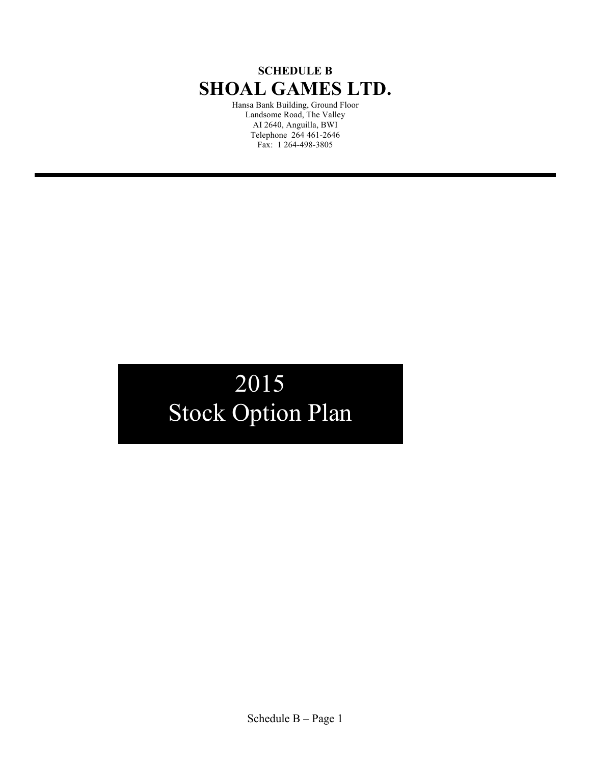**SCHEDULE B**

# SHOAL GAMES LTD.

Hansa Bank Building, Ground Floor
Landsome Road, The Valley
AI 2640, Anguilla, BWI
Telephone 264 461-2646
Fax: 1 264-498-3805

---

# 2015
# Stock Option Plan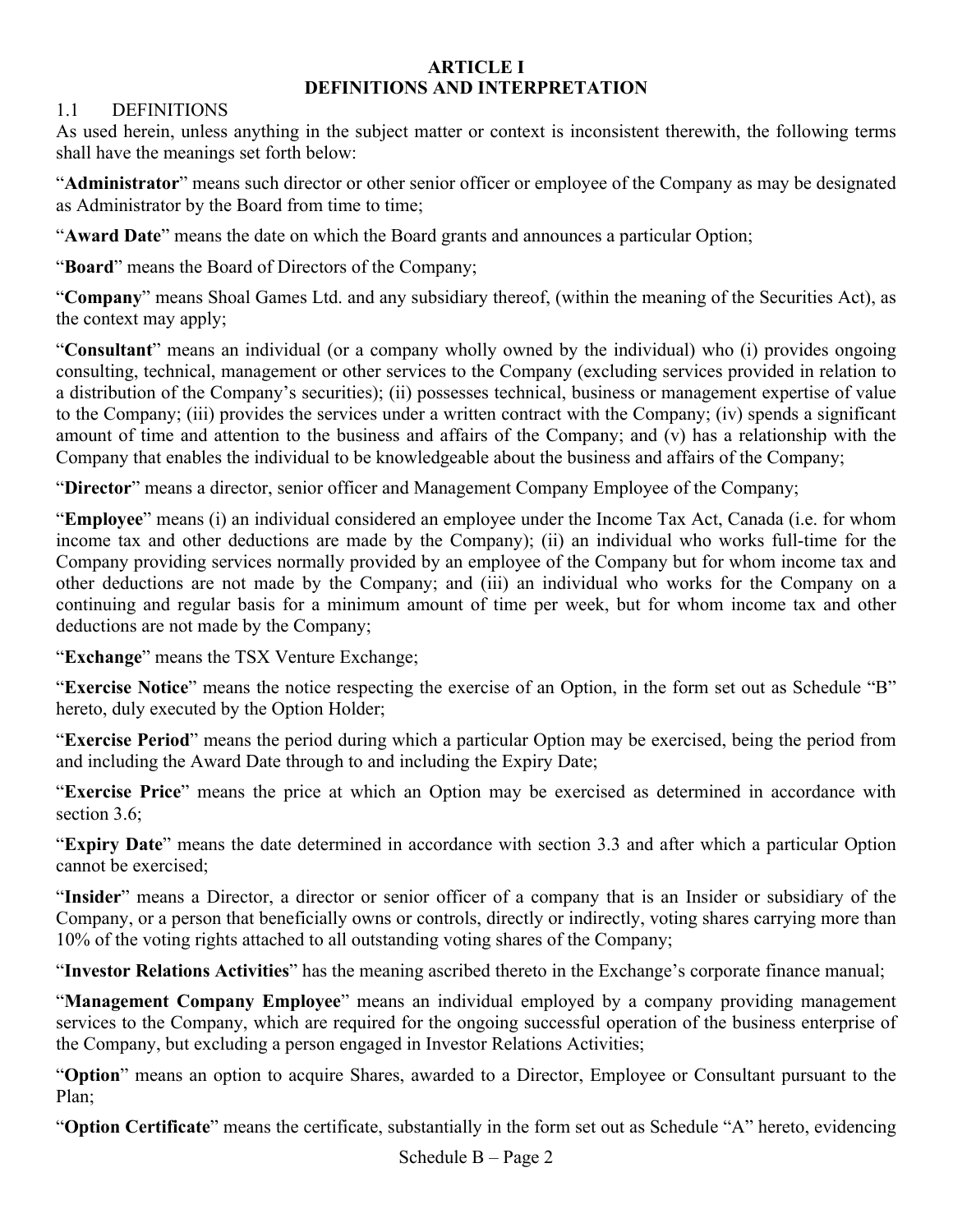# ARTICLE I
# DEFINITIONS AND INTERPRETATION

## 1.1 DEFINITIONS

As used herein, unless anything in the subject matter or context is inconsistent therewith, the following terms shall have the meanings set forth below:

"**Administrator**" means such director or other senior officer or employee of the Company as may be designated as Administrator by the Board from time to time;

"**Award Date**" means the date on which the Board grants and announces a particular Option;

"**Board**" means the Board of Directors of the Company;

"**Company**" means Shoal Games Ltd. and any subsidiary thereof, (within the meaning of the Securities Act), as the context may apply;

"**Consultant**" means an individual (or a company wholly owned by the individual) who (i) provides ongoing consulting, technical, management or other services to the Company (excluding services provided in relation to a distribution of the Company's securities); (ii) possesses technical, business or management expertise of value to the Company; (iii) provides the services under a written contract with the Company; (iv) spends a significant amount of time and attention to the business and affairs of the Company; and (v) has a relationship with the Company that enables the individual to be knowledgeable about the business and affairs of the Company;

"**Director**" means a director, senior officer and Management Company Employee of the Company;

"**Employee**" means (i) an individual considered an employee under the Income Tax Act, Canada (i.e. for whom income tax and other deductions are made by the Company); (ii) an individual who works full-time for the Company providing services normally provided by an employee of the Company but for whom income tax and other deductions are not made by the Company; and (iii) an individual who works for the Company on a continuing and regular basis for a minimum amount of time per week, but for whom income tax and other deductions are not made by the Company;

"**Exchange**" means the TSX Venture Exchange;

"**Exercise Notice**" means the notice respecting the exercise of an Option, in the form set out as Schedule "B" hereto, duly executed by the Option Holder;

"**Exercise Period**" means the period during which a particular Option may be exercised, being the period from and including the Award Date through to and including the Expiry Date;

"**Exercise Price**" means the price at which an Option may be exercised as determined in accordance with section 3.6;

"**Expiry Date**" means the date determined in accordance with section 3.3 and after which a particular Option cannot be exercised;

"**Insider**" means a Director, a director or senior officer of a company that is an Insider or subsidiary of the Company, or a person that beneficially owns or controls, directly or indirectly, voting shares carrying more than 10% of the voting rights attached to all outstanding voting shares of the Company;

"**Investor Relations Activities**" has the meaning ascribed thereto in the Exchange's corporate finance manual;

"**Management Company Employee**" means an individual employed by a company providing management services to the Company, which are required for the ongoing successful operation of the business enterprise of the Company, but excluding a person engaged in Investor Relations Activities;

"**Option**" means an option to acquire Shares, awarded to a Director, Employee or Consultant pursuant to the Plan;

"**Option Certificate**" means the certificate, substantially in the form set out as Schedule "A" hereto, evidencing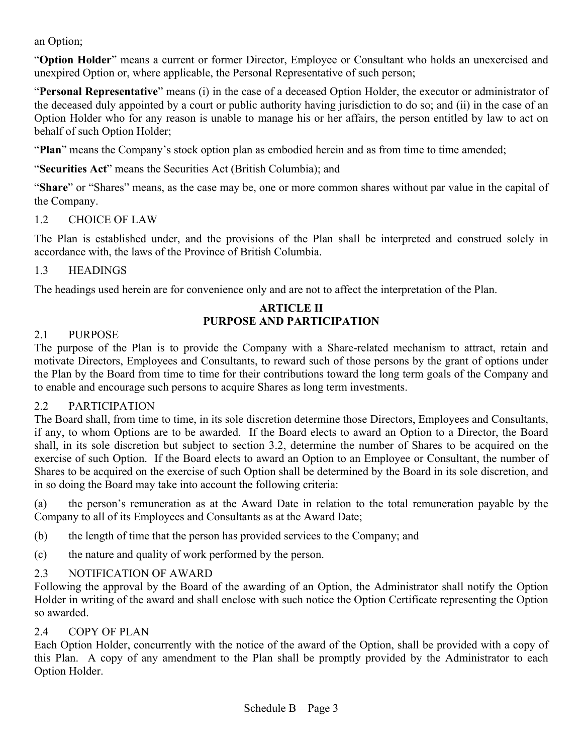an Option;

"**Option Holder**" means a current or former Director, Employee or Consultant who holds an unexercised and unexpired Option or, where applicable, the Personal Representative of such person;

"**Personal Representative**" means (i) in the case of a deceased Option Holder, the executor or administrator of the deceased duly appointed by a court or public authority having jurisdiction to do so; and (ii) in the case of an Option Holder who for any reason is unable to manage his or her affairs, the person entitled by law to act on behalf of such Option Holder;

"**Plan**" means the Company's stock option plan as embodied herein and as from time to time amended;

"**Securities Act**" means the Securities Act (British Columbia); and

"**Share**" or "Shares" means, as the case may be, one or more common shares without par value in the capital of the Company.

1.2 CHOICE OF LAW

The Plan is established under, and the provisions of the Plan shall be interpreted and construed solely in accordance with, the laws of the Province of British Columbia.

1.3 HEADINGS

The headings used herein are for convenience only and are not to affect the interpretation of the Plan.

## ARTICLE II
## PURPOSE AND PARTICIPATION

2.1 PURPOSE

The purpose of the Plan is to provide the Company with a Share-related mechanism to attract, retain and motivate Directors, Employees and Consultants, to reward such of those persons by the grant of options under the Plan by the Board from time to time for their contributions toward the long term goals of the Company and to enable and encourage such persons to acquire Shares as long term investments.

2.2 PARTICIPATION

The Board shall, from time to time, in its sole discretion determine those Directors, Employees and Consultants, if any, to whom Options are to be awarded. If the Board elects to award an Option to a Director, the Board shall, in its sole discretion but subject to section 3.2, determine the number of Shares to be acquired on the exercise of such Option. If the Board elects to award an Option to an Employee or Consultant, the number of Shares to be acquired on the exercise of such Option shall be determined by the Board in its sole discretion, and in so doing the Board may take into account the following criteria:

(a) the person's remuneration as at the Award Date in relation to the total remuneration payable by the Company to all of its Employees and Consultants as at the Award Date;

(b) the length of time that the person has provided services to the Company; and

(c) the nature and quality of work performed by the person.

2.3 NOTIFICATION OF AWARD

Following the approval by the Board of the awarding of an Option, the Administrator shall notify the Option Holder in writing of the award and shall enclose with such notice the Option Certificate representing the Option so awarded.

2.4 COPY OF PLAN

Each Option Holder, concurrently with the notice of the award of the Option, shall be provided with a copy of this Plan. A copy of any amendment to the Plan shall be promptly provided by the Administrator to each Option Holder.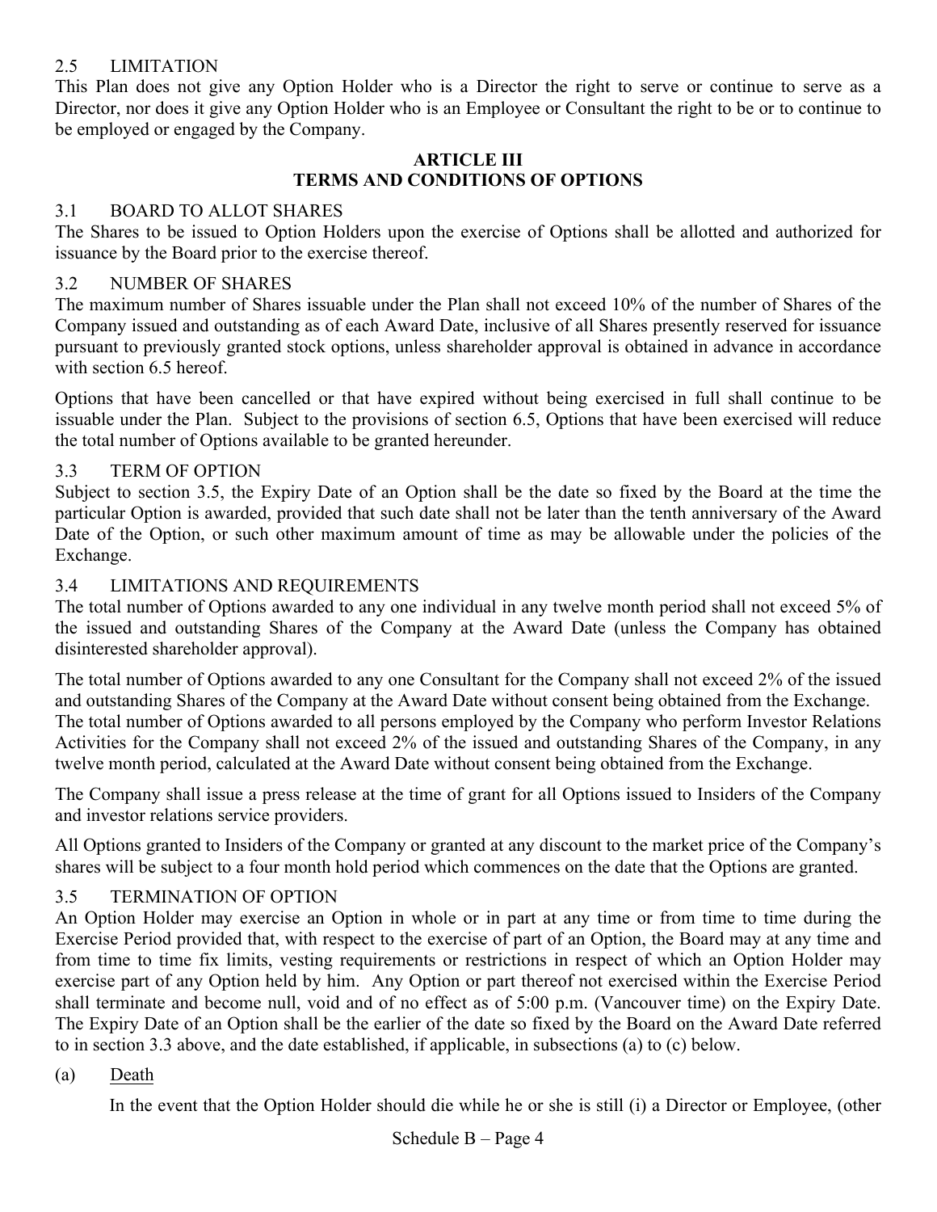### 2.5 LIMITATION

This Plan does not give any Option Holder who is a Director the right to serve or continue to serve as a Director, nor does it give any Option Holder who is an Employee or Consultant the right to be or to continue to be employed or engaged by the Company.

## ARTICLE III
## TERMS AND CONDITIONS OF OPTIONS

### 3.1 BOARD TO ALLOT SHARES

The Shares to be issued to Option Holders upon the exercise of Options shall be allotted and authorized for issuance by the Board prior to the exercise thereof.

### 3.2 NUMBER OF SHARES

The maximum number of Shares issuable under the Plan shall not exceed 10% of the number of Shares of the Company issued and outstanding as of each Award Date, inclusive of all Shares presently reserved for issuance pursuant to previously granted stock options, unless shareholder approval is obtained in advance in accordance with section 6.5 hereof.

Options that have been cancelled or that have expired without being exercised in full shall continue to be issuable under the Plan. Subject to the provisions of section 6.5, Options that have been exercised will reduce the total number of Options available to be granted hereunder.

### 3.3 TERM OF OPTION

Subject to section 3.5, the Expiry Date of an Option shall be the date so fixed by the Board at the time the particular Option is awarded, provided that such date shall not be later than the tenth anniversary of the Award Date of the Option, or such other maximum amount of time as may be allowable under the policies of the Exchange.

### 3.4 LIMITATIONS AND REQUIREMENTS

The total number of Options awarded to any one individual in any twelve month period shall not exceed 5% of the issued and outstanding Shares of the Company at the Award Date (unless the Company has obtained disinterested shareholder approval).

The total number of Options awarded to any one Consultant for the Company shall not exceed 2% of the issued and outstanding Shares of the Company at the Award Date without consent being obtained from the Exchange. The total number of Options awarded to all persons employed by the Company who perform Investor Relations Activities for the Company shall not exceed 2% of the issued and outstanding Shares of the Company, in any twelve month period, calculated at the Award Date without consent being obtained from the Exchange.

The Company shall issue a press release at the time of grant for all Options issued to Insiders of the Company and investor relations service providers.

All Options granted to Insiders of the Company or granted at any discount to the market price of the Company's shares will be subject to a four month hold period which commences on the date that the Options are granted.

### 3.5 TERMINATION OF OPTION

An Option Holder may exercise an Option in whole or in part at any time or from time to time during the Exercise Period provided that, with respect to the exercise of part of an Option, the Board may at any time and from time to time fix limits, vesting requirements or restrictions in respect of which an Option Holder may exercise part of any Option held by him. Any Option or part thereof not exercised within the Exercise Period shall terminate and become null, void and of no effect as of 5:00 p.m. (Vancouver time) on the Expiry Date. The Expiry Date of an Option shall be the earlier of the date so fixed by the Board on the Award Date referred to in section 3.3 above, and the date established, if applicable, in subsections (a) to (c) below.

(a) Death

In the event that the Option Holder should die while he or she is still (i) a Director or Employee, (other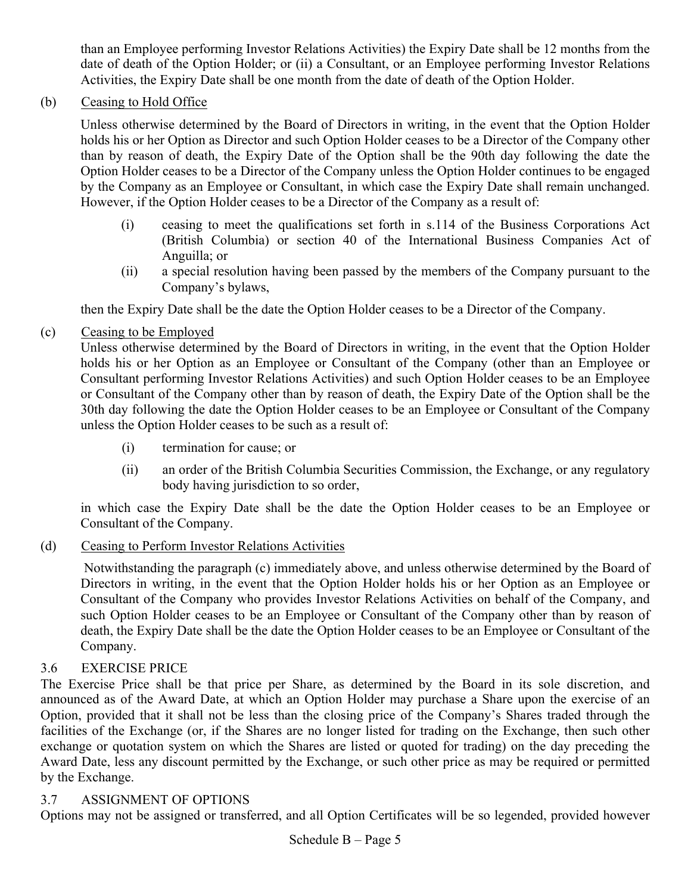than an Employee performing Investor Relations Activities) the Expiry Date shall be 12 months from the date of death of the Option Holder; or (ii) a Consultant, or an Employee performing Investor Relations Activities, the Expiry Date shall be one month from the date of death of the Option Holder.

(b) Ceasing to Hold Office

Unless otherwise determined by the Board of Directors in writing, in the event that the Option Holder holds his or her Option as Director and such Option Holder ceases to be a Director of the Company other than by reason of death, the Expiry Date of the Option shall be the 90th day following the date the Option Holder ceases to be a Director of the Company unless the Option Holder continues to be engaged by the Company as an Employee or Consultant, in which case the Expiry Date shall remain unchanged. However, if the Option Holder ceases to be a Director of the Company as a result of:

(i) ceasing to meet the qualifications set forth in s.114 of the Business Corporations Act (British Columbia) or section 40 of the International Business Companies Act of Anguilla; or

(ii) a special resolution having been passed by the members of the Company pursuant to the Company's bylaws,

then the Expiry Date shall be the date the Option Holder ceases to be a Director of the Company.

(c) Ceasing to be Employed

Unless otherwise determined by the Board of Directors in writing, in the event that the Option Holder holds his or her Option as an Employee or Consultant of the Company (other than an Employee or Consultant performing Investor Relations Activities) and such Option Holder ceases to be an Employee or Consultant of the Company other than by reason of death, the Expiry Date of the Option shall be the 30th day following the date the Option Holder ceases to be an Employee or Consultant of the Company unless the Option Holder ceases to be such as a result of:

(i) termination for cause; or

(ii) an order of the British Columbia Securities Commission, the Exchange, or any regulatory body having jurisdiction to so order,

in which case the Expiry Date shall be the date the Option Holder ceases to be an Employee or Consultant of the Company.

(d) Ceasing to Perform Investor Relations Activities

Notwithstanding the paragraph (c) immediately above, and unless otherwise determined by the Board of Directors in writing, in the event that the Option Holder holds his or her Option as an Employee or Consultant of the Company who provides Investor Relations Activities on behalf of the Company, and such Option Holder ceases to be an Employee or Consultant of the Company other than by reason of death, the Expiry Date shall be the date the Option Holder ceases to be an Employee or Consultant of the Company.

3.6 EXERCISE PRICE

The Exercise Price shall be that price per Share, as determined by the Board in its sole discretion, and announced as of the Award Date, at which an Option Holder may purchase a Share upon the exercise of an Option, provided that it shall not be less than the closing price of the Company's Shares traded through the facilities of the Exchange (or, if the Shares are no longer listed for trading on the Exchange, then such other exchange or quotation system on which the Shares are listed or quoted for trading) on the day preceding the Award Date, less any discount permitted by the Exchange, or such other price as may be required or permitted by the Exchange.

3.7 ASSIGNMENT OF OPTIONS

Options may not be assigned or transferred, and all Option Certificates will be so legended, provided however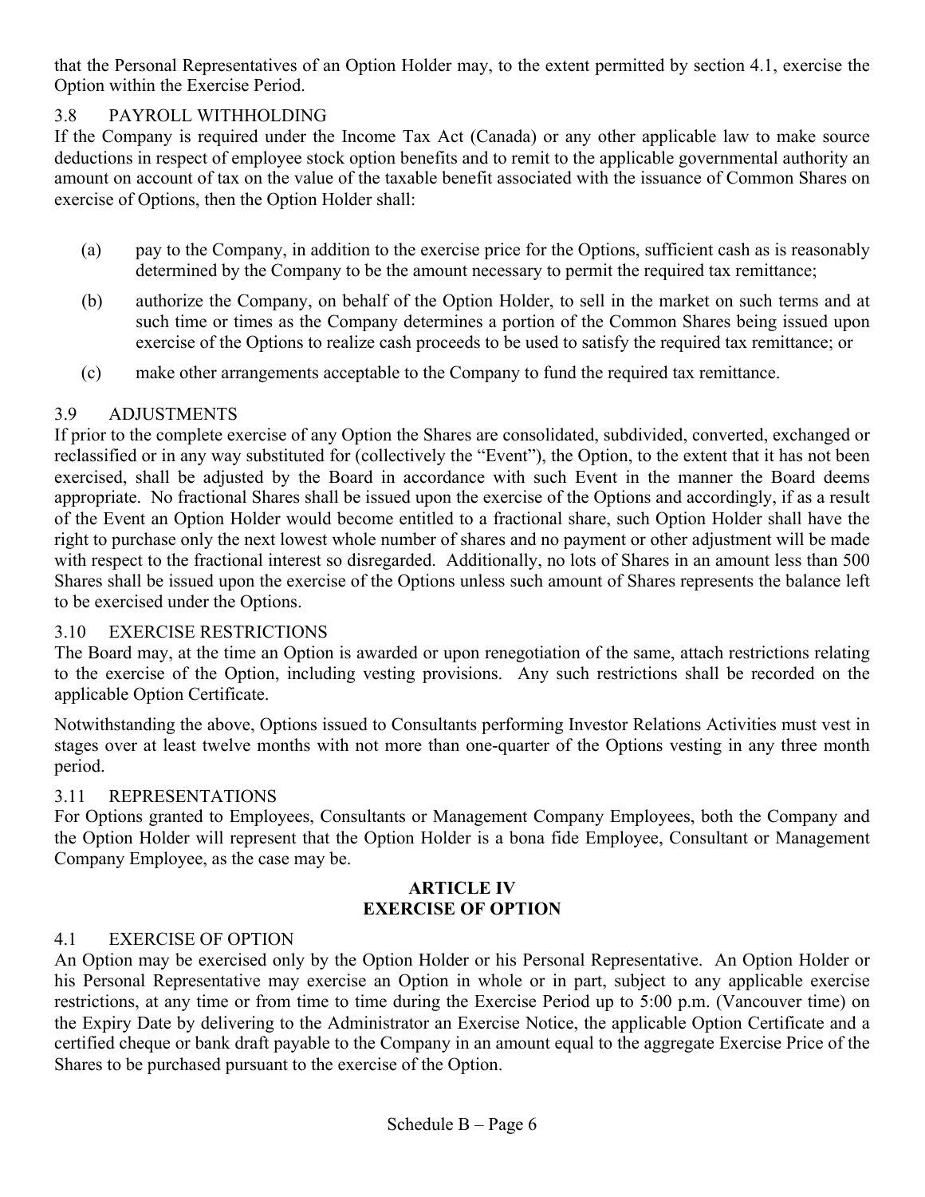that the Personal Representatives of an Option Holder may, to the extent permitted by section 4.1, exercise the Option within the Exercise Period.

### 3.8 PAYROLL WITHHOLDING

If the Company is required under the Income Tax Act (Canada) or any other applicable law to make source deductions in respect of employee stock option benefits and to remit to the applicable governmental authority an amount on account of tax on the value of the taxable benefit associated with the issuance of Common Shares on exercise of Options, then the Option Holder shall:

(a) pay to the Company, in addition to the exercise price for the Options, sufficient cash as is reasonably determined by the Company to be the amount necessary to permit the required tax remittance;

(b) authorize the Company, on behalf of the Option Holder, to sell in the market on such terms and at such time or times as the Company determines a portion of the Common Shares being issued upon exercise of the Options to realize cash proceeds to be used to satisfy the required tax remittance; or

(c) make other arrangements acceptable to the Company to fund the required tax remittance.

### 3.9 ADJUSTMENTS

If prior to the complete exercise of any Option the Shares are consolidated, subdivided, converted, exchanged or reclassified or in any way substituted for (collectively the "Event"), the Option, to the extent that it has not been exercised, shall be adjusted by the Board in accordance with such Event in the manner the Board deems appropriate. No fractional Shares shall be issued upon the exercise of the Options and accordingly, if as a result of the Event an Option Holder would become entitled to a fractional share, such Option Holder shall have the right to purchase only the next lowest whole number of shares and no payment or other adjustment will be made with respect to the fractional interest so disregarded. Additionally, no lots of Shares in an amount less than 500 Shares shall be issued upon the exercise of the Options unless such amount of Shares represents the balance left to be exercised under the Options.

### 3.10 EXERCISE RESTRICTIONS

The Board may, at the time an Option is awarded or upon renegotiation of the same, attach restrictions relating to the exercise of the Option, including vesting provisions. Any such restrictions shall be recorded on the applicable Option Certificate.

Notwithstanding the above, Options issued to Consultants performing Investor Relations Activities must vest in stages over at least twelve months with not more than one-quarter of the Options vesting in any three month period.

### 3.11 REPRESENTATIONS

For Options granted to Employees, Consultants or Management Company Employees, both the Company and the Option Holder will represent that the Option Holder is a bona fide Employee, Consultant or Management Company Employee, as the case may be.

## ARTICLE IV
## EXERCISE OF OPTION

### 4.1 EXERCISE OF OPTION

An Option may be exercised only by the Option Holder or his Personal Representative. An Option Holder or his Personal Representative may exercise an Option in whole or in part, subject to any applicable exercise restrictions, at any time or from time to time during the Exercise Period up to 5:00 p.m. (Vancouver time) on the Expiry Date by delivering to the Administrator an Exercise Notice, the applicable Option Certificate and a certified cheque or bank draft payable to the Company in an amount equal to the aggregate Exercise Price of the Shares to be purchased pursuant to the exercise of the Option.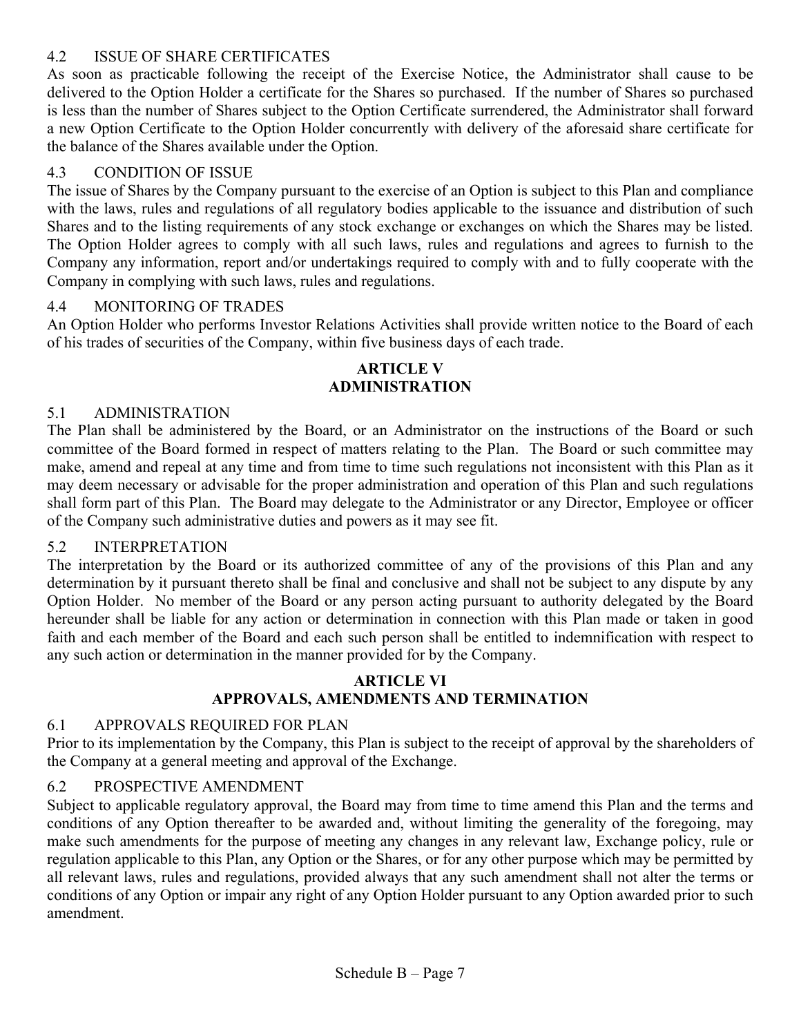### 4.2 ISSUE OF SHARE CERTIFICATES

As soon as practicable following the receipt of the Exercise Notice, the Administrator shall cause to be delivered to the Option Holder a certificate for the Shares so purchased. If the number of Shares so purchased is less than the number of Shares subject to the Option Certificate surrendered, the Administrator shall forward a new Option Certificate to the Option Holder concurrently with delivery of the aforesaid share certificate for the balance of the Shares available under the Option.

### 4.3 CONDITION OF ISSUE

The issue of Shares by the Company pursuant to the exercise of an Option is subject to this Plan and compliance with the laws, rules and regulations of all regulatory bodies applicable to the issuance and distribution of such Shares and to the listing requirements of any stock exchange or exchanges on which the Shares may be listed. The Option Holder agrees to comply with all such laws, rules and regulations and agrees to furnish to the Company any information, report and/or undertakings required to comply with and to fully cooperate with the Company in complying with such laws, rules and regulations.

### 4.4 MONITORING OF TRADES

An Option Holder who performs Investor Relations Activities shall provide written notice to the Board of each of his trades of securities of the Company, within five business days of each trade.

## ARTICLE V
## ADMINISTRATION

### 5.1 ADMINISTRATION

The Plan shall be administered by the Board, or an Administrator on the instructions of the Board or such committee of the Board formed in respect of matters relating to the Plan. The Board or such committee may make, amend and repeal at any time and from time to time such regulations not inconsistent with this Plan as it may deem necessary or advisable for the proper administration and operation of this Plan and such regulations shall form part of this Plan. The Board may delegate to the Administrator or any Director, Employee or officer of the Company such administrative duties and powers as it may see fit.

### 5.2 INTERPRETATION

The interpretation by the Board or its authorized committee of any of the provisions of this Plan and any determination by it pursuant thereto shall be final and conclusive and shall not be subject to any dispute by any Option Holder. No member of the Board or any person acting pursuant to authority delegated by the Board hereunder shall be liable for any action or determination in connection with this Plan made or taken in good faith and each member of the Board and each such person shall be entitled to indemnification with respect to any such action or determination in the manner provided for by the Company.

## ARTICLE VI
## APPROVALS, AMENDMENTS AND TERMINATION

### 6.1 APPROVALS REQUIRED FOR PLAN

Prior to its implementation by the Company, this Plan is subject to the receipt of approval by the shareholders of the Company at a general meeting and approval of the Exchange.

### 6.2 PROSPECTIVE AMENDMENT

Subject to applicable regulatory approval, the Board may from time to time amend this Plan and the terms and conditions of any Option thereafter to be awarded and, without limiting the generality of the foregoing, may make such amendments for the purpose of meeting any changes in any relevant law, Exchange policy, rule or regulation applicable to this Plan, any Option or the Shares, or for any other purpose which may be permitted by all relevant laws, rules and regulations, provided always that any such amendment shall not alter the terms or conditions of any Option or impair any right of any Option Holder pursuant to any Option awarded prior to such amendment.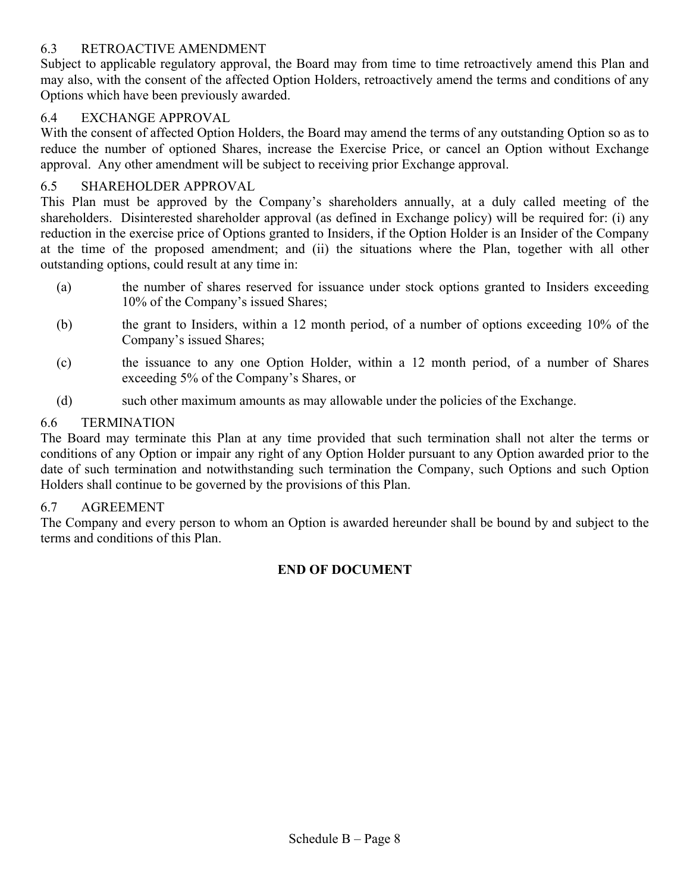### 6.3 RETROACTIVE AMENDMENT

Subject to applicable regulatory approval, the Board may from time to time retroactively amend this Plan and may also, with the consent of the affected Option Holders, retroactively amend the terms and conditions of any Options which have been previously awarded.

### 6.4 EXCHANGE APPROVAL

With the consent of affected Option Holders, the Board may amend the terms of any outstanding Option so as to reduce the number of optioned Shares, increase the Exercise Price, or cancel an Option without Exchange approval. Any other amendment will be subject to receiving prior Exchange approval.

### 6.5 SHAREHOLDER APPROVAL

This Plan must be approved by the Company's shareholders annually, at a duly called meeting of the shareholders. Disinterested shareholder approval (as defined in Exchange policy) will be required for: (i) any reduction in the exercise price of Options granted to Insiders, if the Option Holder is an Insider of the Company at the time of the proposed amendment; and (ii) the situations where the Plan, together with all other outstanding options, could result at any time in:

(a) the number of shares reserved for issuance under stock options granted to Insiders exceeding 10% of the Company's issued Shares;

(b) the grant to Insiders, within a 12 month period, of a number of options exceeding 10% of the Company's issued Shares;

(c) the issuance to any one Option Holder, within a 12 month period, of a number of Shares exceeding 5% of the Company's Shares, or

(d) such other maximum amounts as may allowable under the policies of the Exchange.

### 6.6 TERMINATION

The Board may terminate this Plan at any time provided that such termination shall not alter the terms or conditions of any Option or impair any right of any Option Holder pursuant to any Option awarded prior to the date of such termination and notwithstanding such termination the Company, such Options and such Option Holders shall continue to be governed by the provisions of this Plan.

### 6.7 AGREEMENT

The Company and every person to whom an Option is awarded hereunder shall be bound by and subject to the terms and conditions of this Plan.

**END OF DOCUMENT**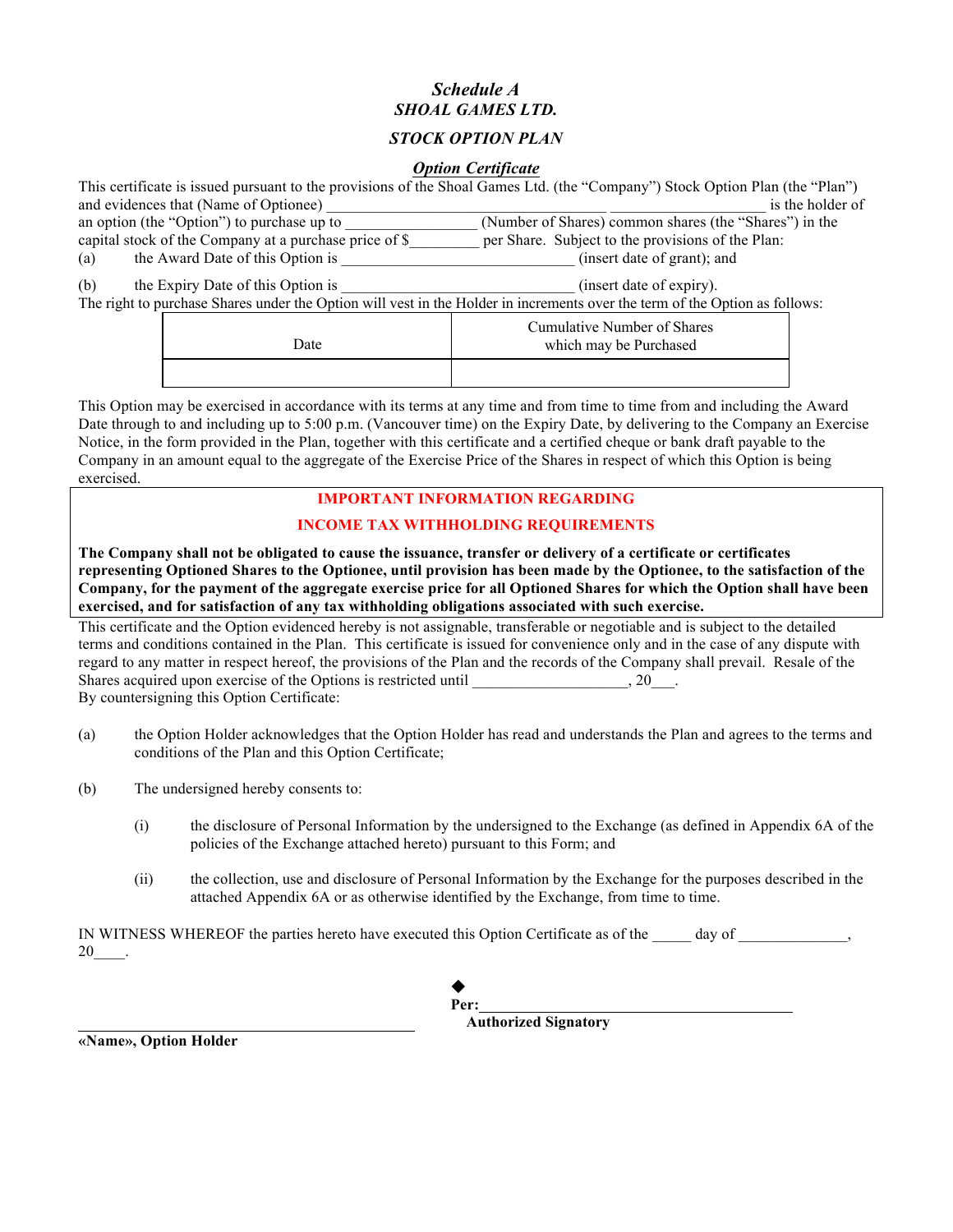# *Schedule A*
## *SHOAL GAMES LTD.*
### *STOCK OPTION PLAN*

***Option Certificate***

This certificate is issued pursuant to the provisions of the Shoal Games Ltd. (the "Company") Stock Option Plan (the "Plan") and evidences that (Name of Optionee) ______________________________ ____________________ is the holder of an option (the "Option") to purchase up to ________________ (Number of Shares) common shares (the "Shares") in the capital stock of the Company at a purchase price of $_________ per Share. Subject to the provisions of the Plan:

(a) the Award Date of this Option is ______________________________ (insert date of grant); and

(b) the Expiry Date of this Option is ______________________________ (insert date of expiry).

The right to purchase Shares under the Option will vest in the Holder in increments over the term of the Option as follows:

| Date | Cumulative Number of Shares which may be Purchased |
|---|---|
| | |

This Option may be exercised in accordance with its terms at any time and from time to time from and including the Award Date through to and including up to 5:00 p.m. (Vancouver time) on the Expiry Date, by delivering to the Company an Exercise Notice, in the form provided in the Plan, together with this certificate and a certified cheque or bank draft payable to the Company in an amount equal to the aggregate of the Exercise Price of the Shares in respect of which this Option is being exercised.

**IMPORTANT INFORMATION REGARDING**

**INCOME TAX WITHHOLDING REQUIREMENTS**

**The Company shall not be obligated to cause the issuance, transfer or delivery of a certificate or certificates representing Optioned Shares to the Optionee, until provision has been made by the Optionee, to the satisfaction of the Company, for the payment of the aggregate exercise price for all Optioned Shares for which the Option shall have been exercised, and for satisfaction of any tax withholding obligations associated with such exercise.**

This certificate and the Option evidenced hereby is not assignable, transferable or negotiable and is subject to the detailed terms and conditions contained in the Plan. This certificate is issued for convenience only and in the case of any dispute with regard to any matter in respect hereof, the provisions of the Plan and the records of the Company shall prevail. Resale of the Shares acquired upon exercise of the Options is restricted until ___________________, 20___.

By countersigning this Option Certificate:

(a) the Option Holder acknowledges that the Option Holder has read and understands the Plan and agrees to the terms and conditions of the Plan and this Option Certificate;

(b) The undersigned hereby consents to:

  (i) the disclosure of Personal Information by the undersigned to the Exchange (as defined in Appendix 6A of the policies of the Exchange attached hereto) pursuant to this Form; and

  (ii) the collection, use and disclosure of Personal Information by the Exchange for the purposes described in the attached Appendix 6A or as otherwise identified by the Exchange, from time to time.

IN WITNESS WHEREOF the parties hereto have executed this Option Certificate as of the _____ day of _____________, 20____.

◆

**Per:** ________________________________________

**Authorized Signatory**

________________________________________

**«Name», Option Holder**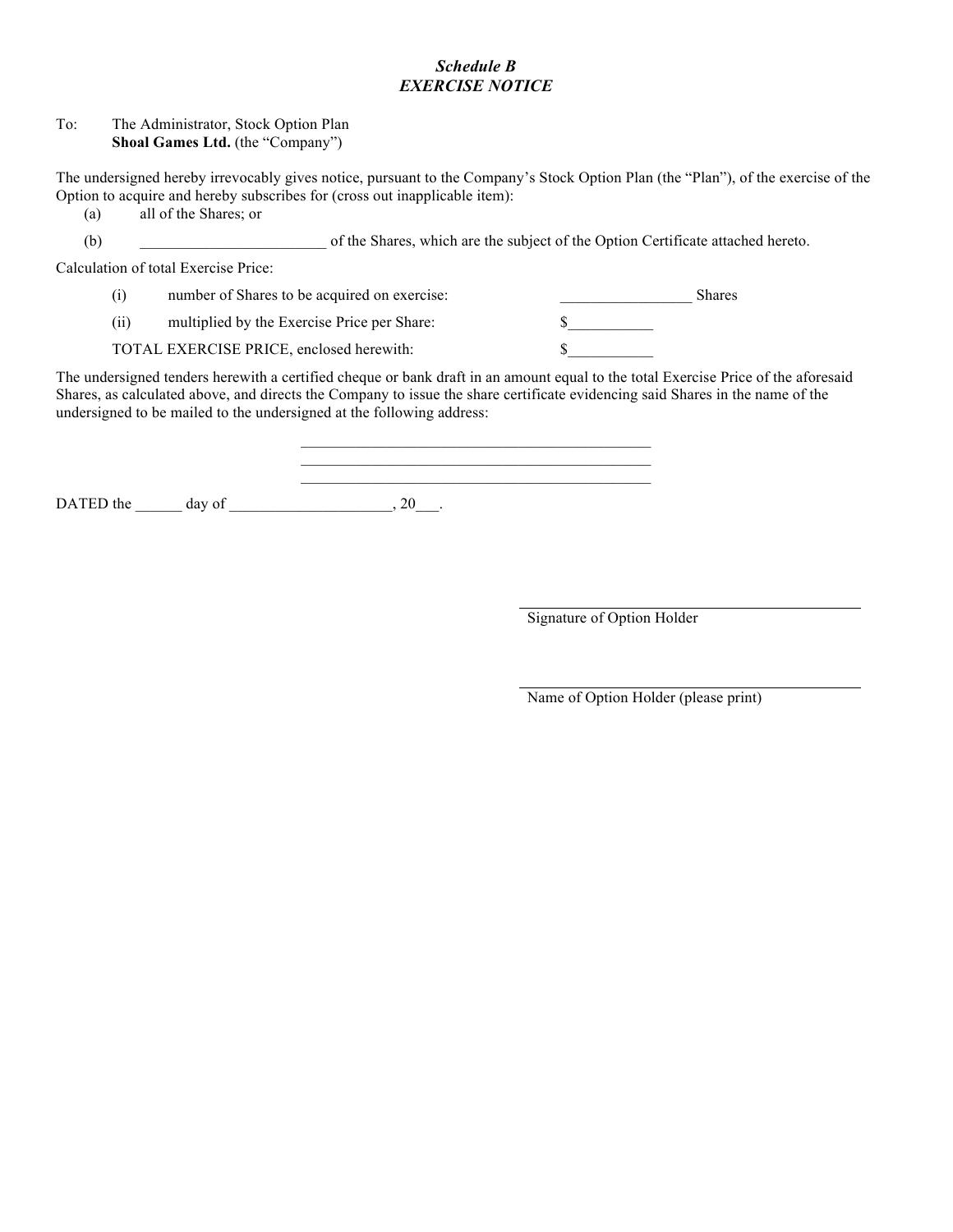***Schedule B***
***EXERCISE NOTICE***

To: The Administrator, Stock Option Plan
**Shoal Games Ltd.** (the "Company")

The undersigned hereby irrevocably gives notice, pursuant to the Company's Stock Option Plan (the "Plan"), of the exercise of the Option to acquire and hereby subscribes for (cross out inapplicable item):

(a) all of the Shares; or

(b) ________________________ of the Shares, which are the subject of the Option Certificate attached hereto.

Calculation of total Exercise Price:

(i) number of Shares to be acquired on exercise: _________________ Shares

(ii) multiplied by the Exercise Price per Share: $___________

TOTAL EXERCISE PRICE, enclosed herewith: $___________

The undersigned tenders herewith a certified cheque or bank draft in an amount equal to the total Exercise Price of the aforesaid Shares, as calculated above, and directs the Company to issue the share certificate evidencing said Shares in the name of the undersigned to be mailed to the undersigned at the following address:

_______________________________________________
_______________________________________________
_______________________________________________

DATED the ______ day of _____________________, 20___.

_______________________________________________
Signature of Option Holder

_______________________________________________
Name of Option Holder (please print)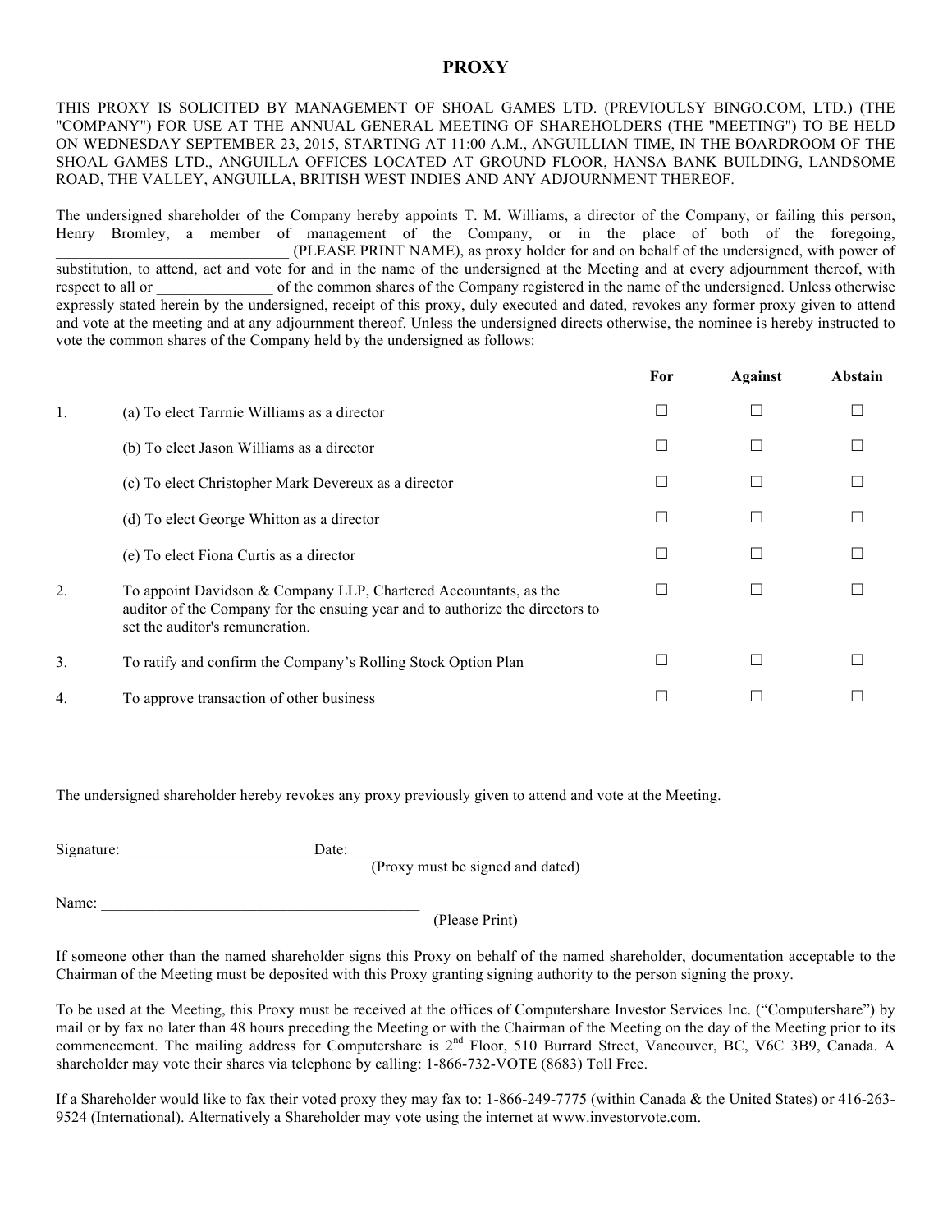# PROXY

THIS PROXY IS SOLICITED BY MANAGEMENT OF SHOAL GAMES LTD. (PREVIOULSY BINGO.COM, LTD.) (THE "COMPANY") FOR USE AT THE ANNUAL GENERAL MEETING OF SHAREHOLDERS (THE "MEETING") TO BE HELD ON WEDNESDAY SEPTEMBER 23, 2015, STARTING AT 11:00 A.M., ANGUILLIAN TIME, IN THE BOARDROOM OF THE SHOAL GAMES LTD., ANGUILLA OFFICES LOCATED AT GROUND FLOOR, HANSA BANK BUILDING, LANDSOME ROAD, THE VALLEY, ANGUILLA, BRITISH WEST INDIES AND ANY ADJOURNMENT THEREOF.

The undersigned shareholder of the Company hereby appoints T. M. Williams, a director of the Company, or failing this person, Henry Bromley, a member of management of the Company, or in the place of both of the foregoing, ______________________________ (PLEASE PRINT NAME), as proxy holder for and on behalf of the undersigned, with power of substitution, to attend, act and vote for and in the name of the undersigned at the Meeting and at every adjournment thereof, with respect to all or _______________ of the common shares of the Company registered in the name of the undersigned. Unless otherwise expressly stated herein by the undersigned, receipt of this proxy, duly executed and dated, revokes any former proxy given to attend and vote at the meeting and at any adjournment thereof. Unless the undersigned directs otherwise, the nominee is hereby instructed to vote the common shares of the Company held by the undersigned as follows:

| | | For | Against | Abstain |
|---|---|---|---|---|
| 1. | (a) To elect Tarrnie Williams as a director | ☐ | ☐ | ☐ |
| | (b) To elect Jason Williams as a director | ☐ | ☐ | ☐ |
| | (c) To elect Christopher Mark Devereux as a director | ☐ | ☐ | ☐ |
| | (d) To elect George Whitton as a director | ☐ | ☐ | ☐ |
| | (e) To elect Fiona Curtis as a director | ☐ | ☐ | ☐ |
| 2. | To appoint Davidson & Company LLP, Chartered Accountants, as the auditor of the Company for the ensuing year and to authorize the directors to set the auditor's remuneration. | ☐ | ☐ | ☐ |
| 3. | To ratify and confirm the Company's Rolling Stock Option Plan | ☐ | ☐ | ☐ |
| 4. | To approve transaction of other business | ☐ | ☐ | ☐ |

The undersigned shareholder hereby revokes any proxy previously given to attend and vote at the Meeting.

Signature: ________________________ Date: ____________________________
(Proxy must be signed and dated)

Name: __________________________________________
(Please Print)

If someone other than the named shareholder signs this Proxy on behalf of the named shareholder, documentation acceptable to the Chairman of the Meeting must be deposited with this Proxy granting signing authority to the person signing the proxy.

To be used at the Meeting, this Proxy must be received at the offices of Computershare Investor Services Inc. ("Computershare") by mail or by fax no later than 48 hours preceding the Meeting or with the Chairman of the Meeting on the day of the Meeting prior to its commencement. The mailing address for Computershare is 2nd Floor, 510 Burrard Street, Vancouver, BC, V6C 3B9, Canada. A shareholder may vote their shares via telephone by calling: 1-866-732-VOTE (8683) Toll Free.

If a Shareholder would like to fax their voted proxy they may fax to: 1-866-249-7775 (within Canada & the United States) or 416-263-9524 (International). Alternatively a Shareholder may vote using the internet at www.investorvote.com.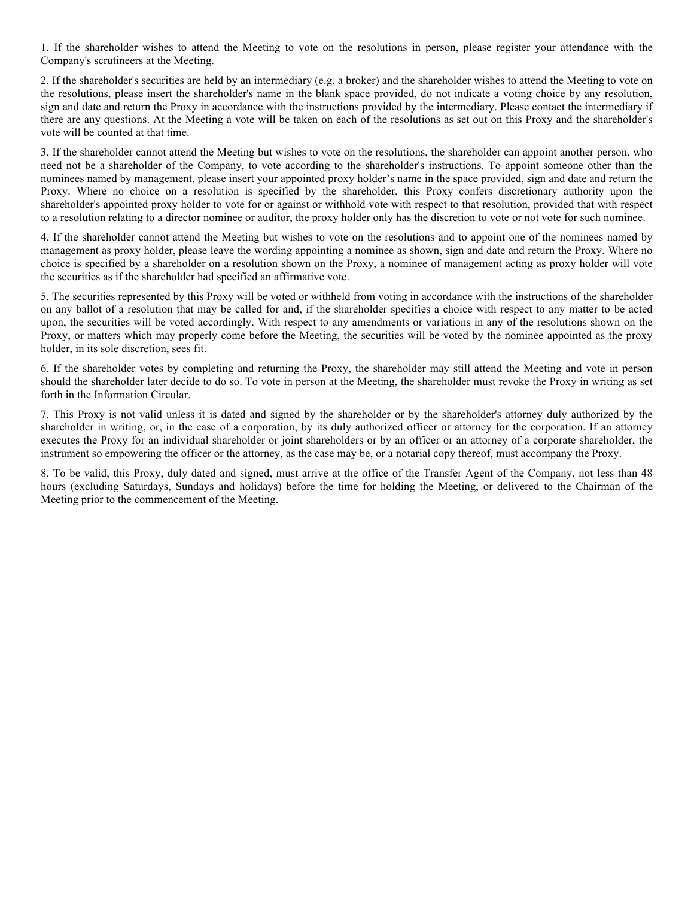1. If the shareholder wishes to attend the Meeting to vote on the resolutions in person, please register your attendance with the Company's scrutineers at the Meeting.

2. If the shareholder's securities are held by an intermediary (e.g. a broker) and the shareholder wishes to attend the Meeting to vote on the resolutions, please insert the shareholder's name in the blank space provided, do not indicate a voting choice by any resolution, sign and date and return the Proxy in accordance with the instructions provided by the intermediary. Please contact the intermediary if there are any questions. At the Meeting a vote will be taken on each of the resolutions as set out on this Proxy and the shareholder's vote will be counted at that time.

3. If the shareholder cannot attend the Meeting but wishes to vote on the resolutions, the shareholder can appoint another person, who need not be a shareholder of the Company, to vote according to the shareholder's instructions. To appoint someone other than the nominees named by management, please insert your appointed proxy holder's name in the space provided, sign and date and return the Proxy. Where no choice on a resolution is specified by the shareholder, this Proxy confers discretionary authority upon the shareholder's appointed proxy holder to vote for or against or withhold vote with respect to that resolution, provided that with respect to a resolution relating to a director nominee or auditor, the proxy holder only has the discretion to vote or not vote for such nominee.

4. If the shareholder cannot attend the Meeting but wishes to vote on the resolutions and to appoint one of the nominees named by management as proxy holder, please leave the wording appointing a nominee as shown, sign and date and return the Proxy. Where no choice is specified by a shareholder on a resolution shown on the Proxy, a nominee of management acting as proxy holder will vote the securities as if the shareholder had specified an affirmative vote.

5. The securities represented by this Proxy will be voted or withheld from voting in accordance with the instructions of the shareholder on any ballot of a resolution that may be called for and, if the shareholder specifies a choice with respect to any matter to be acted upon, the securities will be voted accordingly. With respect to any amendments or variations in any of the resolutions shown on the Proxy, or matters which may properly come before the Meeting, the securities will be voted by the nominee appointed as the proxy holder, in its sole discretion, sees fit.

6. If the shareholder votes by completing and returning the Proxy, the shareholder may still attend the Meeting and vote in person should the shareholder later decide to do so. To vote in person at the Meeting, the shareholder must revoke the Proxy in writing as set forth in the Information Circular.

7. This Proxy is not valid unless it is dated and signed by the shareholder or by the shareholder's attorney duly authorized by the shareholder in writing, or, in the case of a corporation, by its duly authorized officer or attorney for the corporation. If an attorney executes the Proxy for an individual shareholder or joint shareholders or by an officer or an attorney of a corporate shareholder, the instrument so empowering the officer or the attorney, as the case may be, or a notarial copy thereof, must accompany the Proxy.

8. To be valid, this Proxy, duly dated and signed, must arrive at the office of the Transfer Agent of the Company, not less than 48 hours (excluding Saturdays, Sundays and holidays) before the time for holding the Meeting, or delivered to the Chairman of the Meeting prior to the commencement of the Meeting.